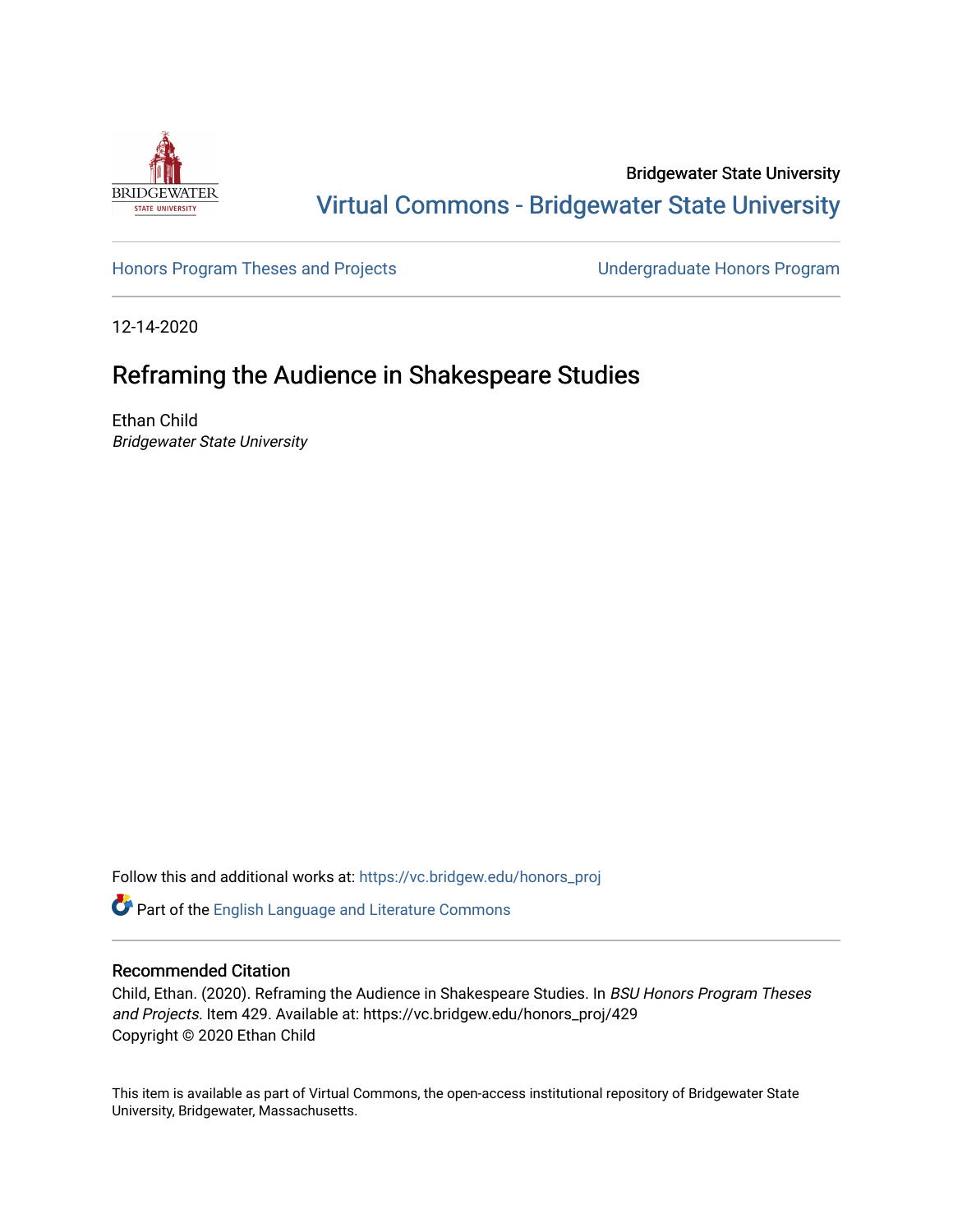Bridgewater State University

Virtual Commons - Bridgewater State University

Honors Program Theses and Projects | Undergraduate Honors Program

12-14-2020

# Reframing the Audience in Shakespeare Studies

Ethan Child

*Bridgewater State University*

Follow this and additional works at: https://vc.bridgew.edu/honors_proj

Part of the English Language and Literature Commons

## Recommended Citation

Child, Ethan. (2020). Reframing the Audience in Shakespeare Studies. In *BSU Honors Program Theses and Projects.* Item 429. Available at: https://vc.bridgew.edu/honors_proj/429

Copyright © 2020 Ethan Child

This item is available as part of Virtual Commons, the open-access institutional repository of Bridgewater State University, Bridgewater, Massachusetts.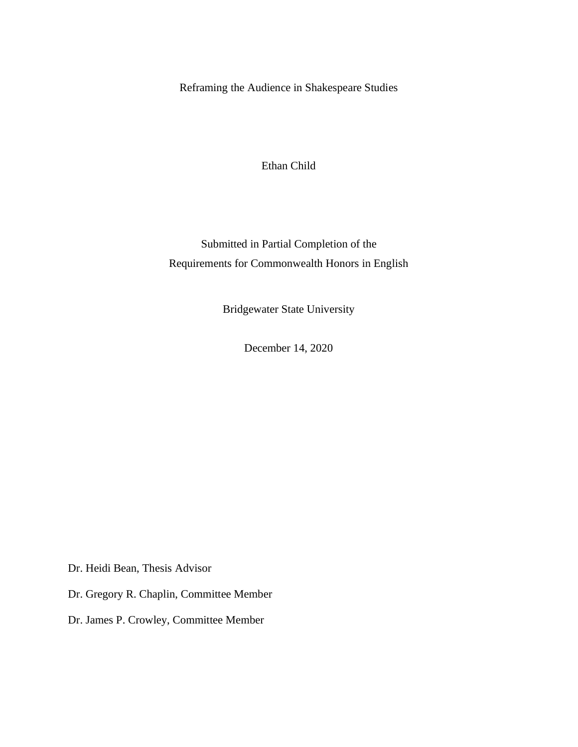# Reframing the Audience in Shakespeare Studies

Ethan Child

Submitted in Partial Completion of the
Requirements for Commonwealth Honors in English

Bridgewater State University

December 14, 2020

Dr. Heidi Bean, Thesis Advisor

Dr. Gregory R. Chaplin, Committee Member

Dr. James P. Crowley, Committee Member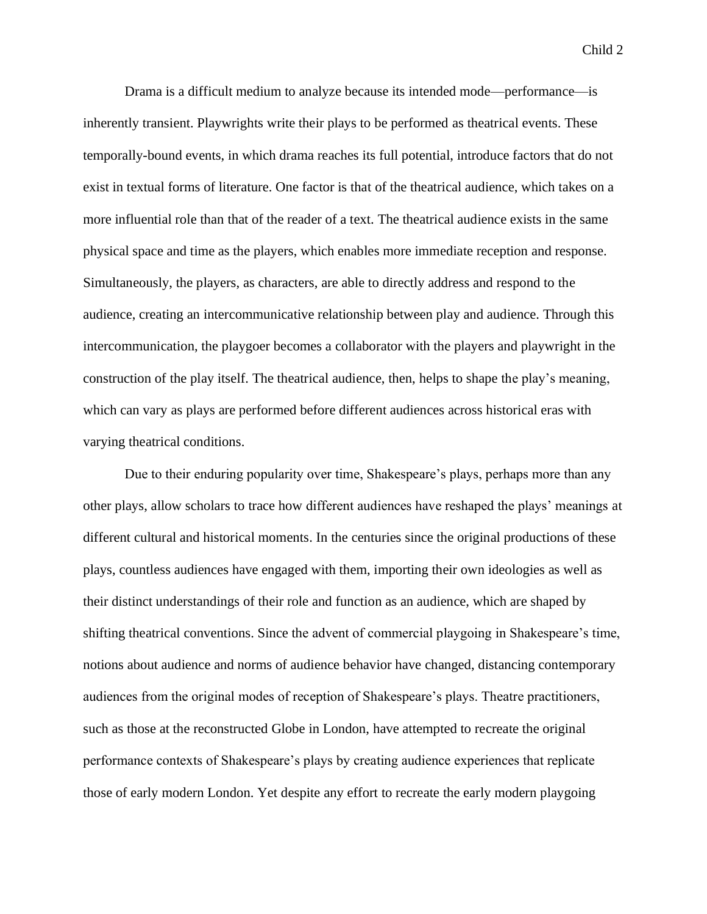Drama is a difficult medium to analyze because its intended mode—performance—is inherently transient. Playwrights write their plays to be performed as theatrical events. These temporally-bound events, in which drama reaches its full potential, introduce factors that do not exist in textual forms of literature. One factor is that of the theatrical audience, which takes on a more influential role than that of the reader of a text. The theatrical audience exists in the same physical space and time as the players, which enables more immediate reception and response. Simultaneously, the players, as characters, are able to directly address and respond to the audience, creating an intercommunicative relationship between play and audience. Through this intercommunication, the playgoer becomes a collaborator with the players and playwright in the construction of the play itself. The theatrical audience, then, helps to shape the play's meaning, which can vary as plays are performed before different audiences across historical eras with varying theatrical conditions.

Due to their enduring popularity over time, Shakespeare's plays, perhaps more than any other plays, allow scholars to trace how different audiences have reshaped the plays' meanings at different cultural and historical moments. In the centuries since the original productions of these plays, countless audiences have engaged with them, importing their own ideologies as well as their distinct understandings of their role and function as an audience, which are shaped by shifting theatrical conventions. Since the advent of commercial playgoing in Shakespeare's time, notions about audience and norms of audience behavior have changed, distancing contemporary audiences from the original modes of reception of Shakespeare's plays. Theatre practitioners, such as those at the reconstructed Globe in London, have attempted to recreate the original performance contexts of Shakespeare's plays by creating audience experiences that replicate those of early modern London. Yet despite any effort to recreate the early modern playgoing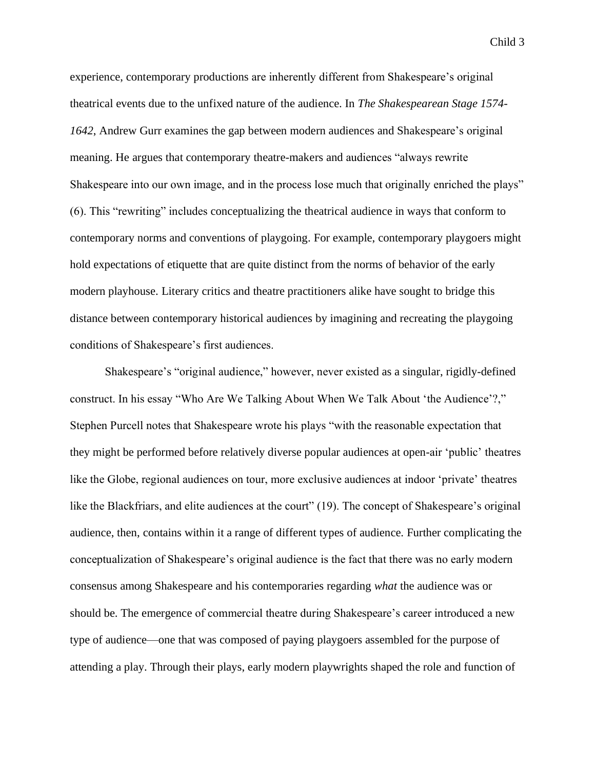experience, contemporary productions are inherently different from Shakespeare's original theatrical events due to the unfixed nature of the audience. In *The Shakespearean Stage 1574-1642*, Andrew Gurr examines the gap between modern audiences and Shakespeare's original meaning. He argues that contemporary theatre-makers and audiences "always rewrite Shakespeare into our own image, and in the process lose much that originally enriched the plays" (6). This "rewriting" includes conceptualizing the theatrical audience in ways that conform to contemporary norms and conventions of playgoing. For example, contemporary playgoers might hold expectations of etiquette that are quite distinct from the norms of behavior of the early modern playhouse. Literary critics and theatre practitioners alike have sought to bridge this distance between contemporary historical audiences by imagining and recreating the playgoing conditions of Shakespeare's first audiences.

Shakespeare's "original audience," however, never existed as a singular, rigidly-defined construct. In his essay "Who Are We Talking About When We Talk About 'the Audience'?," Stephen Purcell notes that Shakespeare wrote his plays "with the reasonable expectation that they might be performed before relatively diverse popular audiences at open-air 'public' theatres like the Globe, regional audiences on tour, more exclusive audiences at indoor 'private' theatres like the Blackfriars, and elite audiences at the court" (19). The concept of Shakespeare's original audience, then, contains within it a range of different types of audience. Further complicating the conceptualization of Shakespeare's original audience is the fact that there was no early modern consensus among Shakespeare and his contemporaries regarding *what* the audience was or should be. The emergence of commercial theatre during Shakespeare's career introduced a new type of audience—one that was composed of paying playgoers assembled for the purpose of attending a play. Through their plays, early modern playwrights shaped the role and function of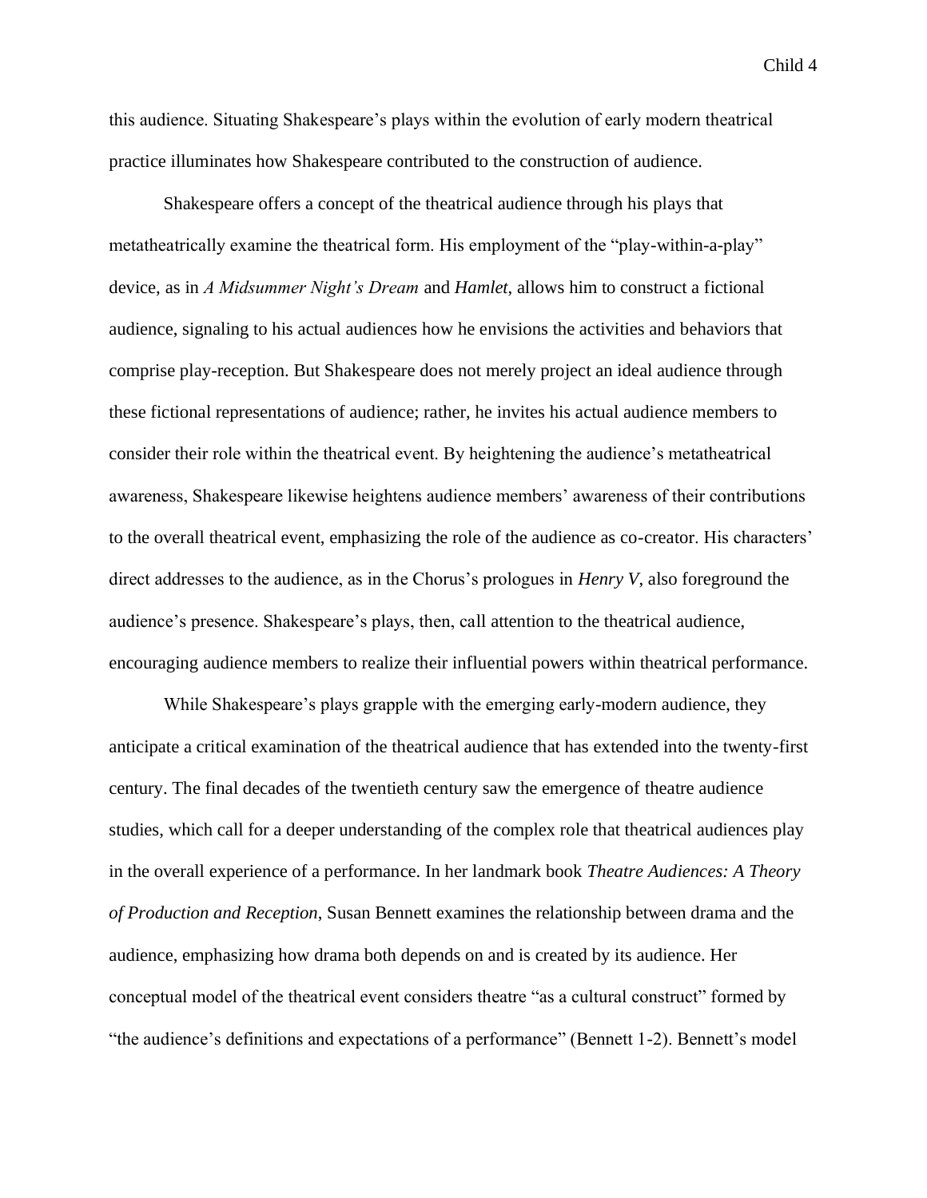this audience. Situating Shakespeare's plays within the evolution of early modern theatrical practice illuminates how Shakespeare contributed to the construction of audience.

Shakespeare offers a concept of the theatrical audience through his plays that metatheatrically examine the theatrical form. His employment of the "play-within-a-play" device, as in *A Midsummer Night's Dream* and *Hamlet*, allows him to construct a fictional audience, signaling to his actual audiences how he envisions the activities and behaviors that comprise play-reception. But Shakespeare does not merely project an ideal audience through these fictional representations of audience; rather, he invites his actual audience members to consider their role within the theatrical event. By heightening the audience's metatheatrical awareness, Shakespeare likewise heightens audience members' awareness of their contributions to the overall theatrical event, emphasizing the role of the audience as co-creator. His characters' direct addresses to the audience, as in the Chorus's prologues in *Henry V*, also foreground the audience's presence. Shakespeare's plays, then, call attention to the theatrical audience, encouraging audience members to realize their influential powers within theatrical performance.

While Shakespeare's plays grapple with the emerging early-modern audience, they anticipate a critical examination of the theatrical audience that has extended into the twenty-first century. The final decades of the twentieth century saw the emergence of theatre audience studies, which call for a deeper understanding of the complex role that theatrical audiences play in the overall experience of a performance. In her landmark book *Theatre Audiences: A Theory of Production and Reception*, Susan Bennett examines the relationship between drama and the audience, emphasizing how drama both depends on and is created by its audience. Her conceptual model of the theatrical event considers theatre "as a cultural construct" formed by "the audience's definitions and expectations of a performance" (Bennett 1-2). Bennett's model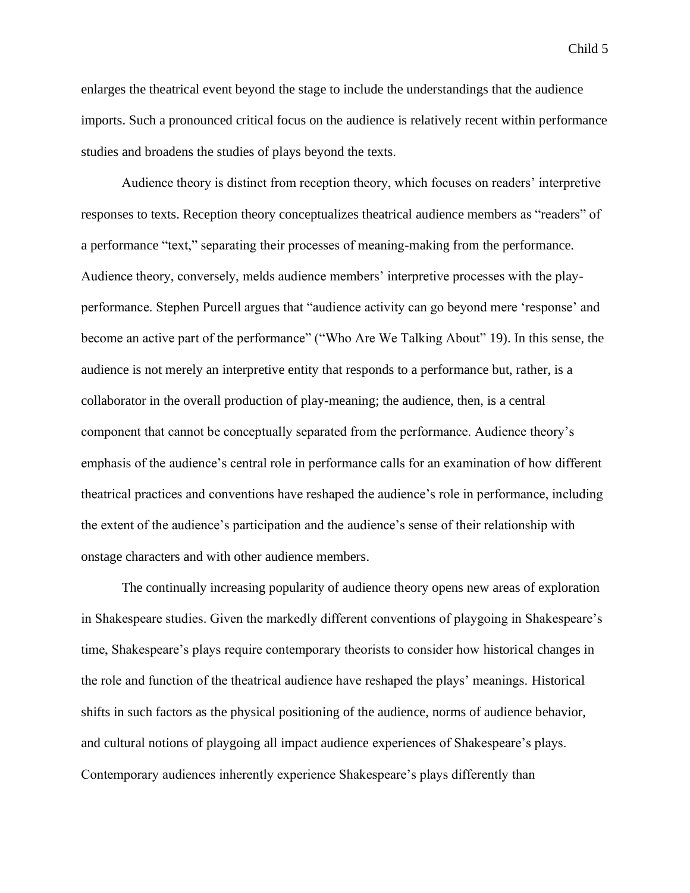enlarges the theatrical event beyond the stage to include the understandings that the audience imports. Such a pronounced critical focus on the audience is relatively recent within performance studies and broadens the studies of plays beyond the texts.

Audience theory is distinct from reception theory, which focuses on readers' interpretive responses to texts. Reception theory conceptualizes theatrical audience members as "readers" of a performance "text," separating their processes of meaning-making from the performance. Audience theory, conversely, melds audience members' interpretive processes with the play-performance. Stephen Purcell argues that "audience activity can go beyond mere 'response' and become an active part of the performance" ("Who Are We Talking About" 19). In this sense, the audience is not merely an interpretive entity that responds to a performance but, rather, is a collaborator in the overall production of play-meaning; the audience, then, is a central component that cannot be conceptually separated from the performance. Audience theory's emphasis of the audience's central role in performance calls for an examination of how different theatrical practices and conventions have reshaped the audience's role in performance, including the extent of the audience's participation and the audience's sense of their relationship with onstage characters and with other audience members.

The continually increasing popularity of audience theory opens new areas of exploration in Shakespeare studies. Given the markedly different conventions of playgoing in Shakespeare's time, Shakespeare's plays require contemporary theorists to consider how historical changes in the role and function of the theatrical audience have reshaped the plays' meanings. Historical shifts in such factors as the physical positioning of the audience, norms of audience behavior, and cultural notions of playgoing all impact audience experiences of Shakespeare's plays. Contemporary audiences inherently experience Shakespeare's plays differently than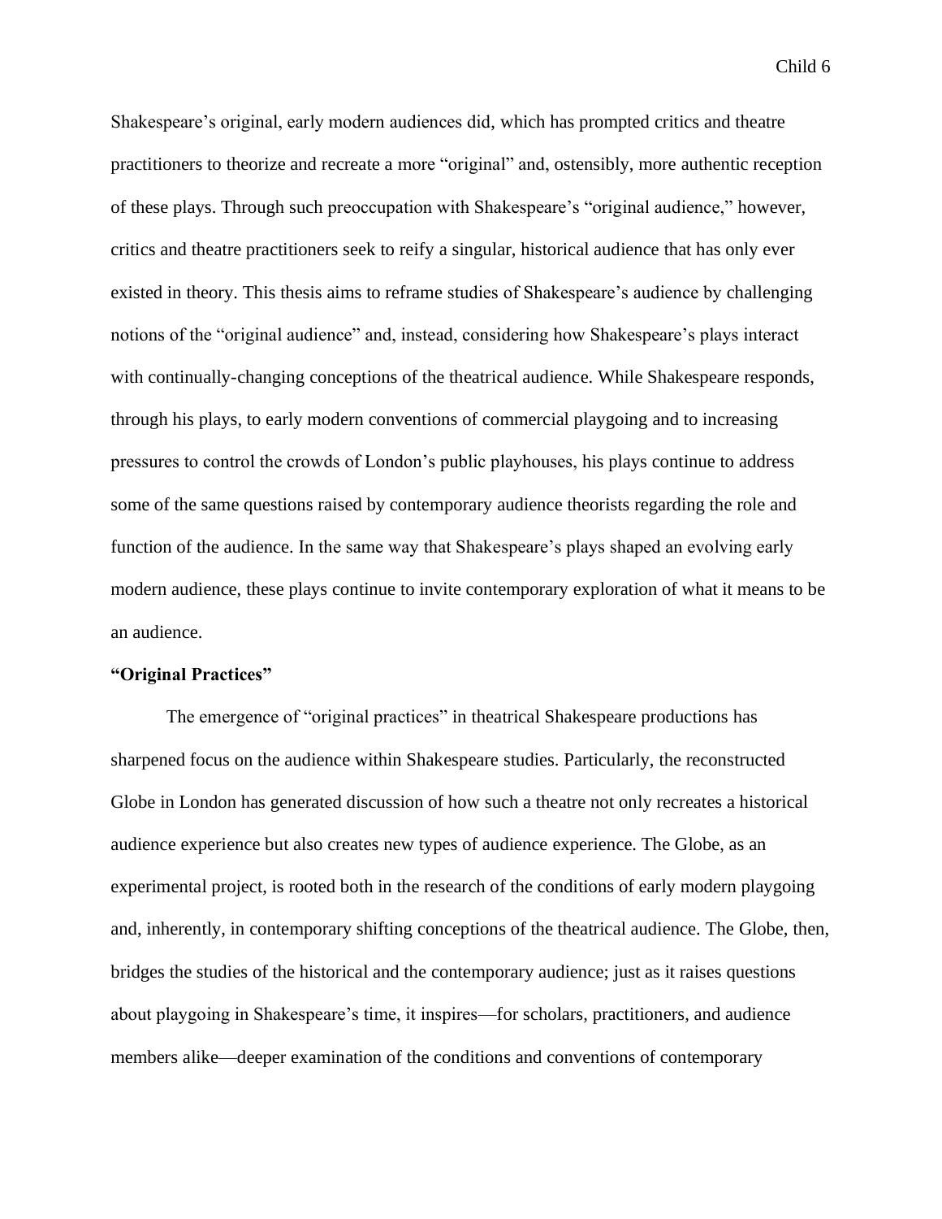Shakespeare's original, early modern audiences did, which has prompted critics and theatre practitioners to theorize and recreate a more "original" and, ostensibly, more authentic reception of these plays. Through such preoccupation with Shakespeare's "original audience," however, critics and theatre practitioners seek to reify a singular, historical audience that has only ever existed in theory. This thesis aims to reframe studies of Shakespeare's audience by challenging notions of the "original audience" and, instead, considering how Shakespeare's plays interact with continually-changing conceptions of the theatrical audience. While Shakespeare responds, through his plays, to early modern conventions of commercial playgoing and to increasing pressures to control the crowds of London's public playhouses, his plays continue to address some of the same questions raised by contemporary audience theorists regarding the role and function of the audience. In the same way that Shakespeare's plays shaped an evolving early modern audience, these plays continue to invite contemporary exploration of what it means to be an audience.

**"Original Practices"**

The emergence of "original practices" in theatrical Shakespeare productions has sharpened focus on the audience within Shakespeare studies. Particularly, the reconstructed Globe in London has generated discussion of how such a theatre not only recreates a historical audience experience but also creates new types of audience experience. The Globe, as an experimental project, is rooted both in the research of the conditions of early modern playgoing and, inherently, in contemporary shifting conceptions of the theatrical audience. The Globe, then, bridges the studies of the historical and the contemporary audience; just as it raises questions about playgoing in Shakespeare's time, it inspires—for scholars, practitioners, and audience members alike—deeper examination of the conditions and conventions of contemporary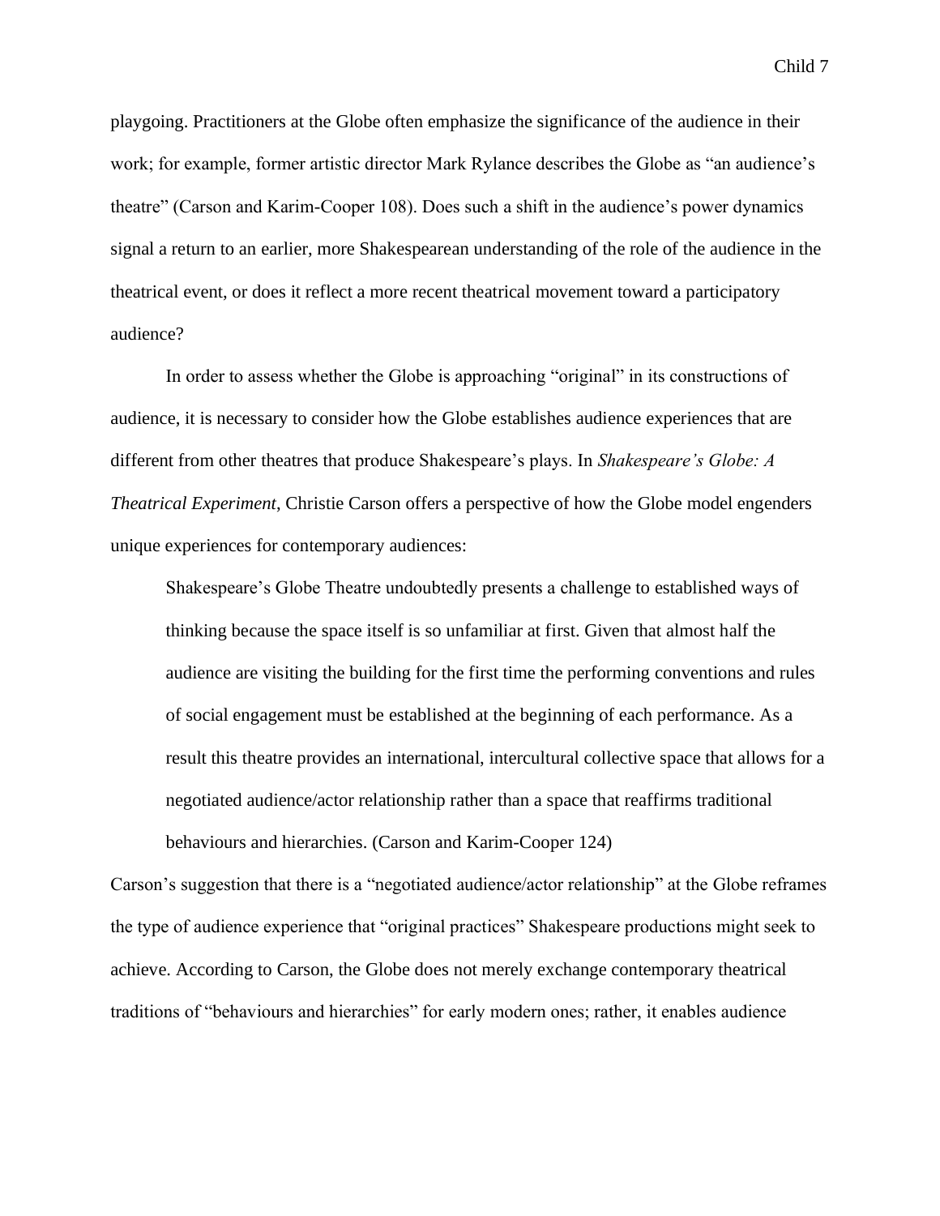playgoing. Practitioners at the Globe often emphasize the significance of the audience in their work; for example, former artistic director Mark Rylance describes the Globe as "an audience's theatre" (Carson and Karim-Cooper 108). Does such a shift in the audience's power dynamics signal a return to an earlier, more Shakespearean understanding of the role of the audience in the theatrical event, or does it reflect a more recent theatrical movement toward a participatory audience?

In order to assess whether the Globe is approaching "original" in its constructions of audience, it is necessary to consider how the Globe establishes audience experiences that are different from other theatres that produce Shakespeare's plays. In *Shakespeare's Globe: A Theatrical Experiment*, Christie Carson offers a perspective of how the Globe model engenders unique experiences for contemporary audiences:

> Shakespeare's Globe Theatre undoubtedly presents a challenge to established ways of thinking because the space itself is so unfamiliar at first. Given that almost half the audience are visiting the building for the first time the performing conventions and rules of social engagement must be established at the beginning of each performance. As a result this theatre provides an international, intercultural collective space that allows for a negotiated audience/actor relationship rather than a space that reaffirms traditional behaviours and hierarchies. (Carson and Karim-Cooper 124)

Carson's suggestion that there is a "negotiated audience/actor relationship" at the Globe reframes the type of audience experience that "original practices" Shakespeare productions might seek to achieve. According to Carson, the Globe does not merely exchange contemporary theatrical traditions of "behaviours and hierarchies" for early modern ones; rather, it enables audience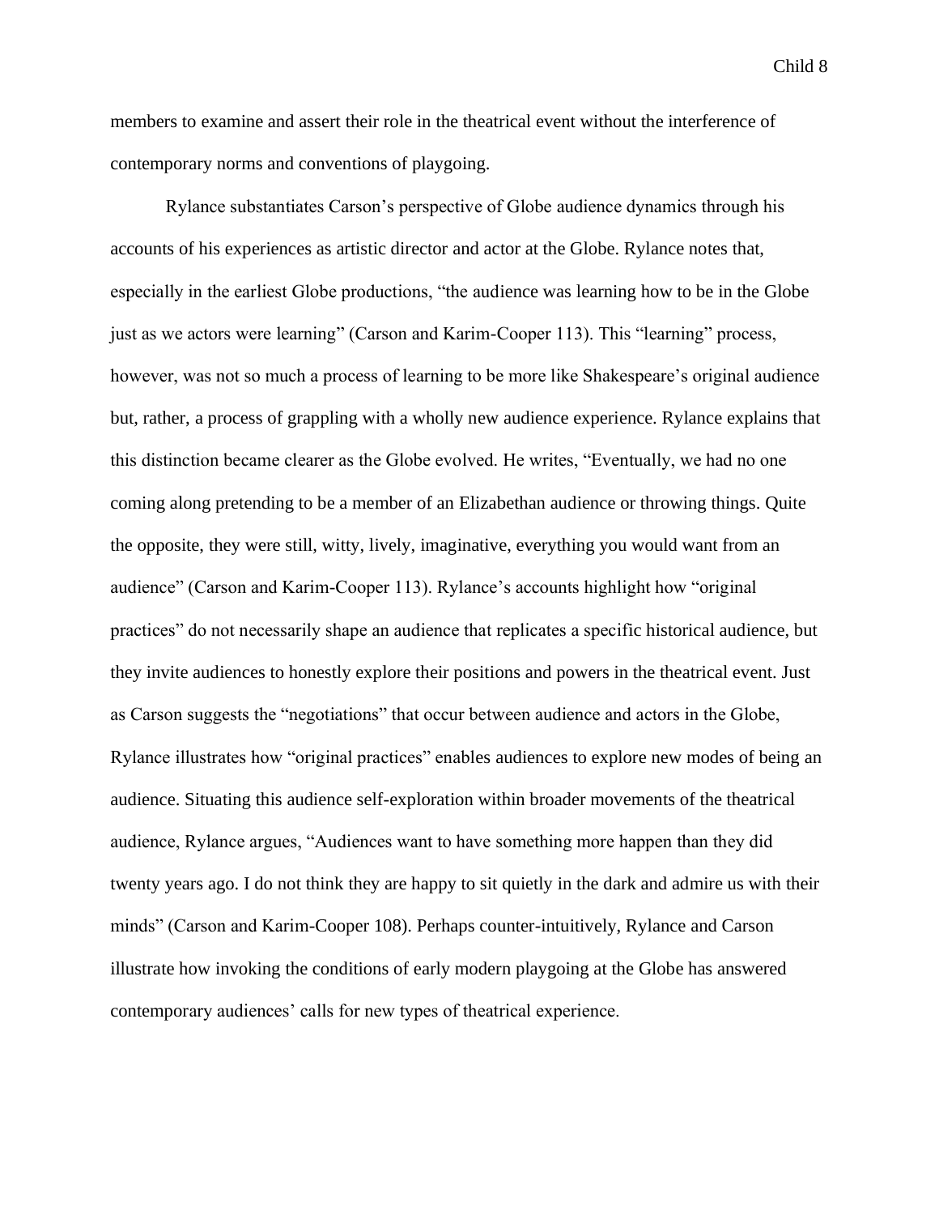members to examine and assert their role in the theatrical event without the interference of contemporary norms and conventions of playgoing.

Rylance substantiates Carson's perspective of Globe audience dynamics through his accounts of his experiences as artistic director and actor at the Globe. Rylance notes that, especially in the earliest Globe productions, "the audience was learning how to be in the Globe just as we actors were learning" (Carson and Karim-Cooper 113). This "learning" process, however, was not so much a process of learning to be more like Shakespeare's original audience but, rather, a process of grappling with a wholly new audience experience. Rylance explains that this distinction became clearer as the Globe evolved. He writes, "Eventually, we had no one coming along pretending to be a member of an Elizabethan audience or throwing things. Quite the opposite, they were still, witty, lively, imaginative, everything you would want from an audience" (Carson and Karim-Cooper 113). Rylance's accounts highlight how "original practices" do not necessarily shape an audience that replicates a specific historical audience, but they invite audiences to honestly explore their positions and powers in the theatrical event. Just as Carson suggests the "negotiations" that occur between audience and actors in the Globe, Rylance illustrates how "original practices" enables audiences to explore new modes of being an audience. Situating this audience self-exploration within broader movements of the theatrical audience, Rylance argues, "Audiences want to have something more happen than they did twenty years ago. I do not think they are happy to sit quietly in the dark and admire us with their minds" (Carson and Karim-Cooper 108). Perhaps counter-intuitively, Rylance and Carson illustrate how invoking the conditions of early modern playgoing at the Globe has answered contemporary audiences' calls for new types of theatrical experience.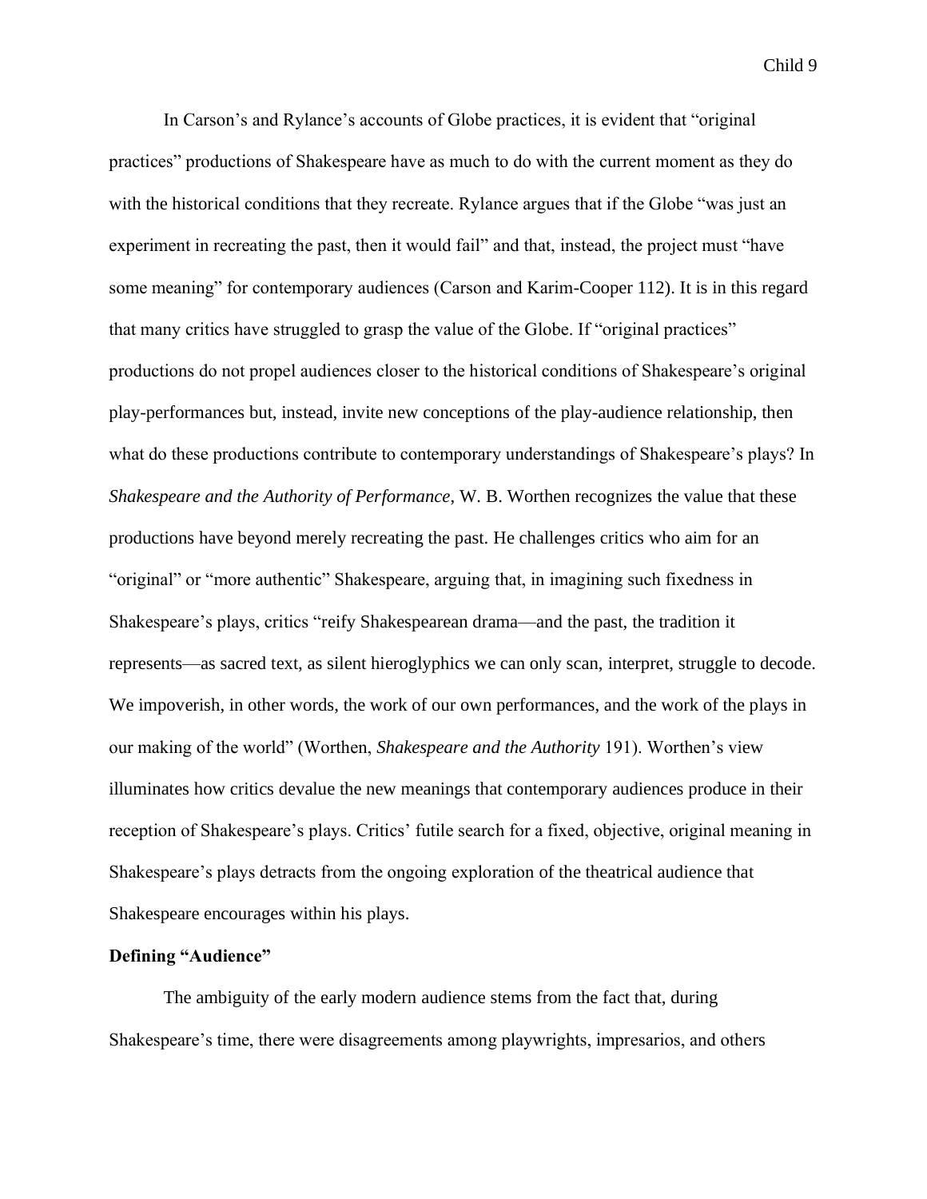In Carson's and Rylance's accounts of Globe practices, it is evident that "original practices" productions of Shakespeare have as much to do with the current moment as they do with the historical conditions that they recreate. Rylance argues that if the Globe "was just an experiment in recreating the past, then it would fail" and that, instead, the project must "have some meaning" for contemporary audiences (Carson and Karim-Cooper 112). It is in this regard that many critics have struggled to grasp the value of the Globe. If "original practices" productions do not propel audiences closer to the historical conditions of Shakespeare's original play-performances but, instead, invite new conceptions of the play-audience relationship, then what do these productions contribute to contemporary understandings of Shakespeare's plays? In *Shakespeare and the Authority of Performance*, W. B. Worthen recognizes the value that these productions have beyond merely recreating the past. He challenges critics who aim for an "original" or "more authentic" Shakespeare, arguing that, in imagining such fixedness in Shakespeare's plays, critics "reify Shakespearean drama—and the past, the tradition it represents—as sacred text, as silent hieroglyphics we can only scan, interpret, struggle to decode. We impoverish, in other words, the work of our own performances, and the work of the plays in our making of the world" (Worthen, *Shakespeare and the Authority* 191). Worthen's view illuminates how critics devalue the new meanings that contemporary audiences produce in their reception of Shakespeare's plays. Critics' futile search for a fixed, objective, original meaning in Shakespeare's plays detracts from the ongoing exploration of the theatrical audience that Shakespeare encourages within his plays.

**Defining "Audience"**

The ambiguity of the early modern audience stems from the fact that, during Shakespeare's time, there were disagreements among playwrights, impresarios, and others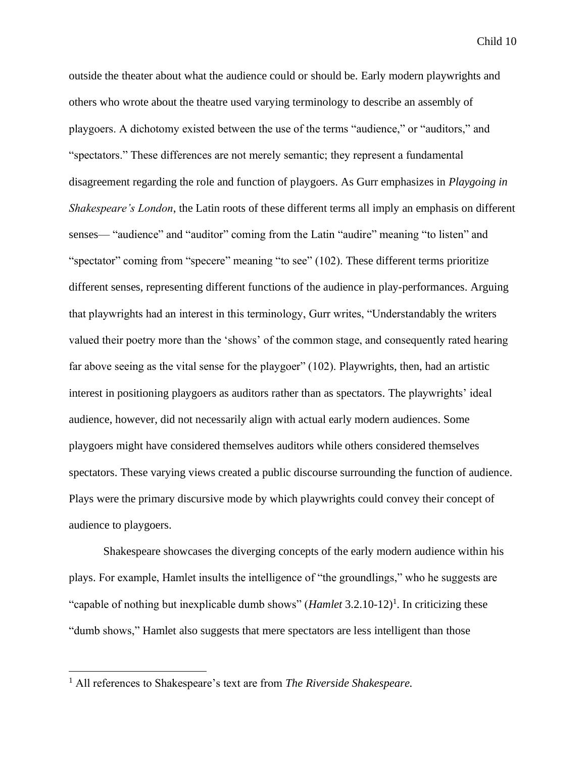outside the theater about what the audience could or should be. Early modern playwrights and others who wrote about the theatre used varying terminology to describe an assembly of playgoers. A dichotomy existed between the use of the terms "audience," or "auditors," and "spectators." These differences are not merely semantic; they represent a fundamental disagreement regarding the role and function of playgoers. As Gurr emphasizes in *Playgoing in Shakespeare's London*, the Latin roots of these different terms all imply an emphasis on different senses— "audience" and "auditor" coming from the Latin "audire" meaning "to listen" and "spectator" coming from "specere" meaning "to see" (102). These different terms prioritize different senses, representing different functions of the audience in play-performances. Arguing that playwrights had an interest in this terminology, Gurr writes, "Understandably the writers valued their poetry more than the 'shows' of the common stage, and consequently rated hearing far above seeing as the vital sense for the playgoer" (102). Playwrights, then, had an artistic interest in positioning playgoers as auditors rather than as spectators. The playwrights' ideal audience, however, did not necessarily align with actual early modern audiences. Some playgoers might have considered themselves auditors while others considered themselves spectators. These varying views created a public discourse surrounding the function of audience. Plays were the primary discursive mode by which playwrights could convey their concept of audience to playgoers.

Shakespeare showcases the diverging concepts of the early modern audience within his plays. For example, Hamlet insults the intelligence of "the groundlings," who he suggests are "capable of nothing but inexplicable dumb shows" (*Hamlet* 3.2.10-12)[1]. In criticizing these "dumb shows," Hamlet also suggests that mere spectators are less intelligent than those

[1] All references to Shakespeare's text are from *The Riverside Shakespeare.*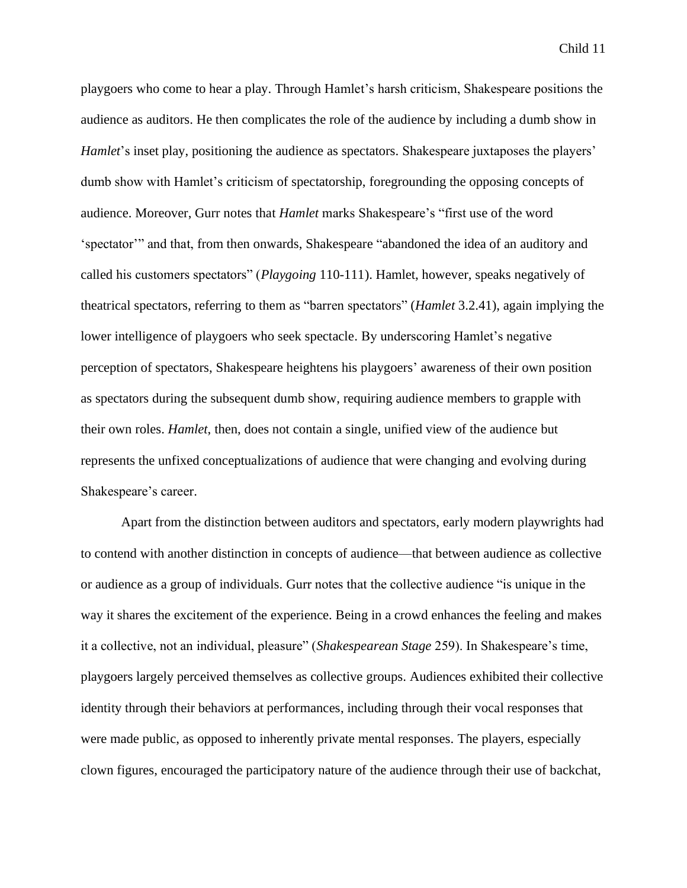playgoers who come to hear a play. Through Hamlet's harsh criticism, Shakespeare positions the audience as auditors. He then complicates the role of the audience by including a dumb show in *Hamlet*'s inset play, positioning the audience as spectators. Shakespeare juxtaposes the players' dumb show with Hamlet's criticism of spectatorship, foregrounding the opposing concepts of audience. Moreover, Gurr notes that *Hamlet* marks Shakespeare's "first use of the word 'spectator'" and that, from then onwards, Shakespeare "abandoned the idea of an auditory and called his customers spectators" (*Playgoing* 110-111). Hamlet, however, speaks negatively of theatrical spectators, referring to them as "barren spectators" (*Hamlet* 3.2.41), again implying the lower intelligence of playgoers who seek spectacle. By underscoring Hamlet's negative perception of spectators, Shakespeare heightens his playgoers' awareness of their own position as spectators during the subsequent dumb show, requiring audience members to grapple with their own roles. *Hamlet*, then, does not contain a single, unified view of the audience but represents the unfixed conceptualizations of audience that were changing and evolving during Shakespeare's career.

Apart from the distinction between auditors and spectators, early modern playwrights had to contend with another distinction in concepts of audience—that between audience as collective or audience as a group of individuals. Gurr notes that the collective audience "is unique in the way it shares the excitement of the experience. Being in a crowd enhances the feeling and makes it a collective, not an individual, pleasure" (*Shakespearean Stage* 259). In Shakespeare's time, playgoers largely perceived themselves as collective groups. Audiences exhibited their collective identity through their behaviors at performances, including through their vocal responses that were made public, as opposed to inherently private mental responses. The players, especially clown figures, encouraged the participatory nature of the audience through their use of backchat,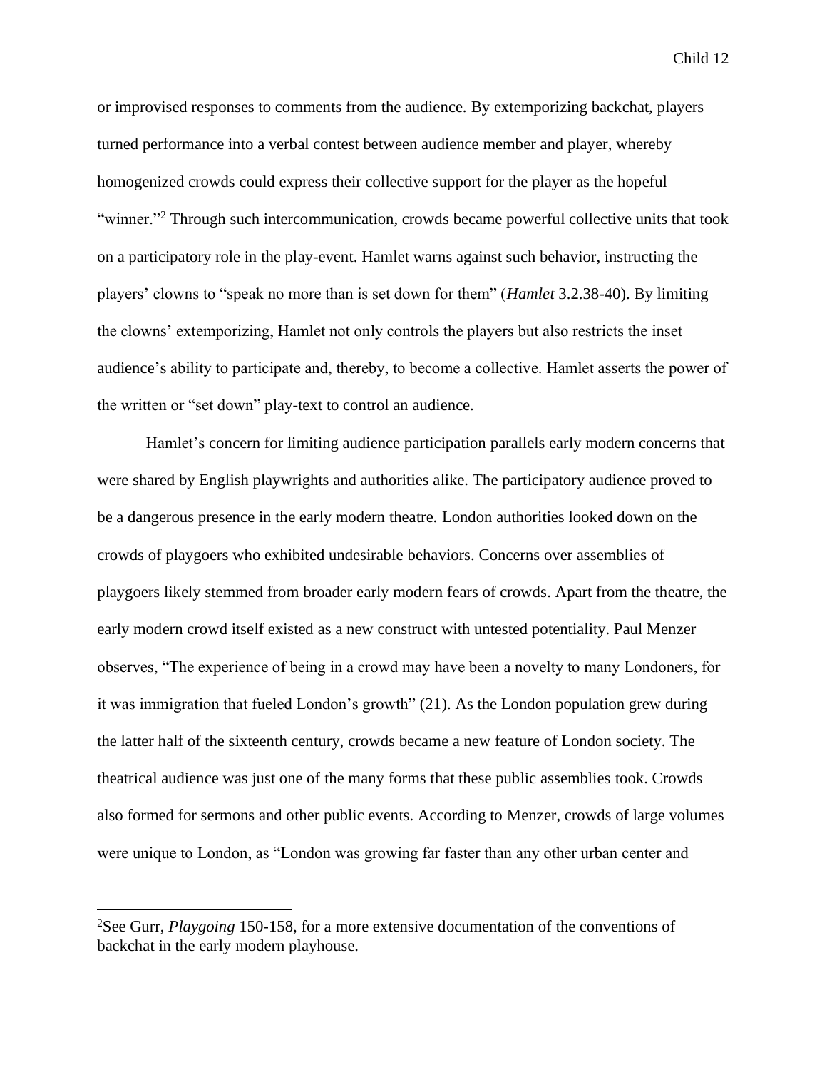or improvised responses to comments from the audience. By extemporizing backchat, players turned performance into a verbal contest between audience member and player, whereby homogenized crowds could express their collective support for the player as the hopeful "winner."[2] Through such intercommunication, crowds became powerful collective units that took on a participatory role in the play-event. Hamlet warns against such behavior, instructing the players' clowns to "speak no more than is set down for them" (*Hamlet* 3.2.38-40). By limiting the clowns' extemporizing, Hamlet not only controls the players but also restricts the inset audience's ability to participate and, thereby, to become a collective. Hamlet asserts the power of the written or "set down" play-text to control an audience.

Hamlet's concern for limiting audience participation parallels early modern concerns that were shared by English playwrights and authorities alike. The participatory audience proved to be a dangerous presence in the early modern theatre. London authorities looked down on the crowds of playgoers who exhibited undesirable behaviors. Concerns over assemblies of playgoers likely stemmed from broader early modern fears of crowds. Apart from the theatre, the early modern crowd itself existed as a new construct with untested potentiality. Paul Menzer observes, "The experience of being in a crowd may have been a novelty to many Londoners, for it was immigration that fueled London's growth" (21). As the London population grew during the latter half of the sixteenth century, crowds became a new feature of London society. The theatrical audience was just one of the many forms that these public assemblies took. Crowds also formed for sermons and other public events. According to Menzer, crowds of large volumes were unique to London, as "London was growing far faster than any other urban center and

---

[2] See Gurr, *Playgoing* 150-158, for a more extensive documentation of the conventions of backchat in the early modern playhouse.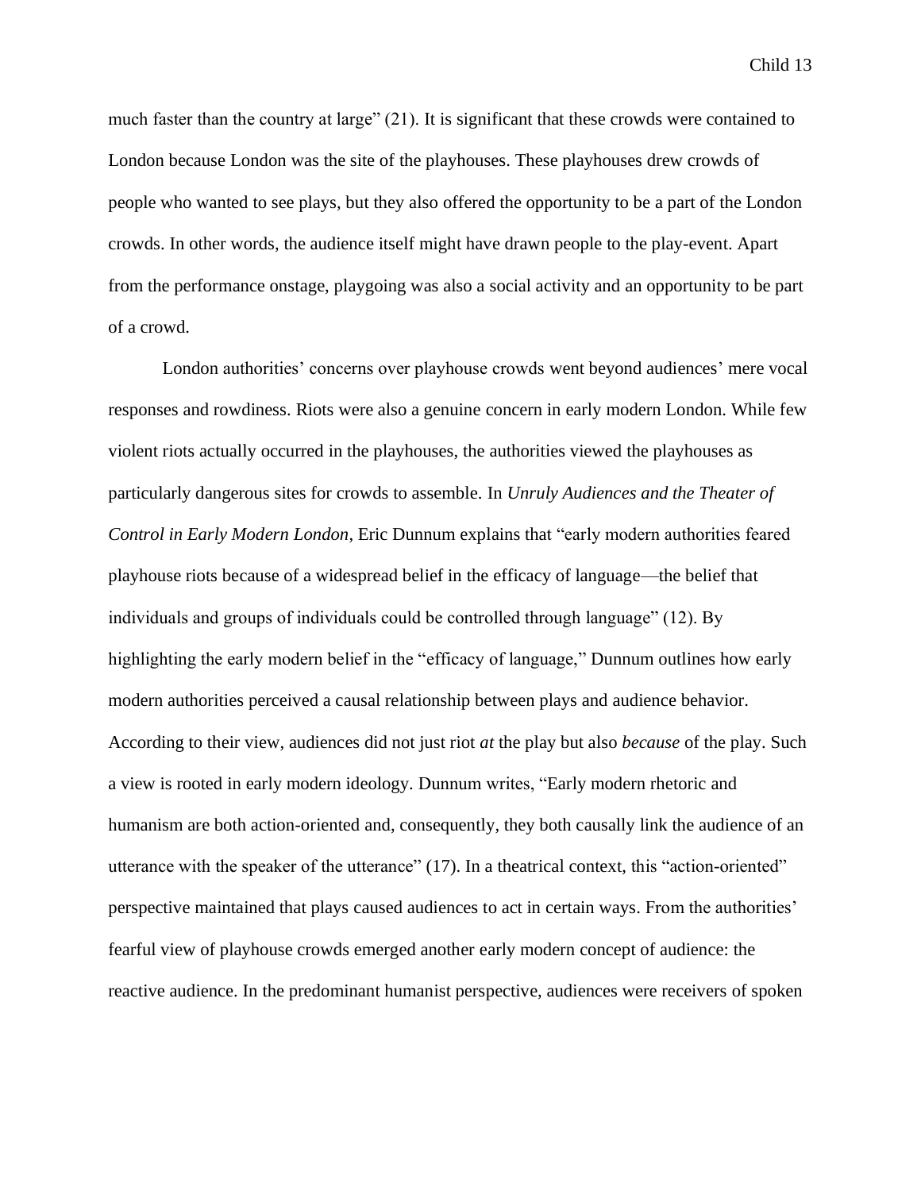much faster than the country at large" (21). It is significant that these crowds were contained to London because London was the site of the playhouses. These playhouses drew crowds of people who wanted to see plays, but they also offered the opportunity to be a part of the London crowds. In other words, the audience itself might have drawn people to the play-event. Apart from the performance onstage, playgoing was also a social activity and an opportunity to be part of a crowd.

London authorities' concerns over playhouse crowds went beyond audiences' mere vocal responses and rowdiness. Riots were also a genuine concern in early modern London. While few violent riots actually occurred in the playhouses, the authorities viewed the playhouses as particularly dangerous sites for crowds to assemble. In *Unruly Audiences and the Theater of Control in Early Modern London*, Eric Dunnum explains that "early modern authorities feared playhouse riots because of a widespread belief in the efficacy of language—the belief that individuals and groups of individuals could be controlled through language" (12). By highlighting the early modern belief in the "efficacy of language," Dunnum outlines how early modern authorities perceived a causal relationship between plays and audience behavior. According to their view, audiences did not just riot *at* the play but also *because* of the play. Such a view is rooted in early modern ideology. Dunnum writes, "Early modern rhetoric and humanism are both action-oriented and, consequently, they both causally link the audience of an utterance with the speaker of the utterance" (17). In a theatrical context, this "action-oriented" perspective maintained that plays caused audiences to act in certain ways. From the authorities' fearful view of playhouse crowds emerged another early modern concept of audience: the reactive audience. In the predominant humanist perspective, audiences were receivers of spoken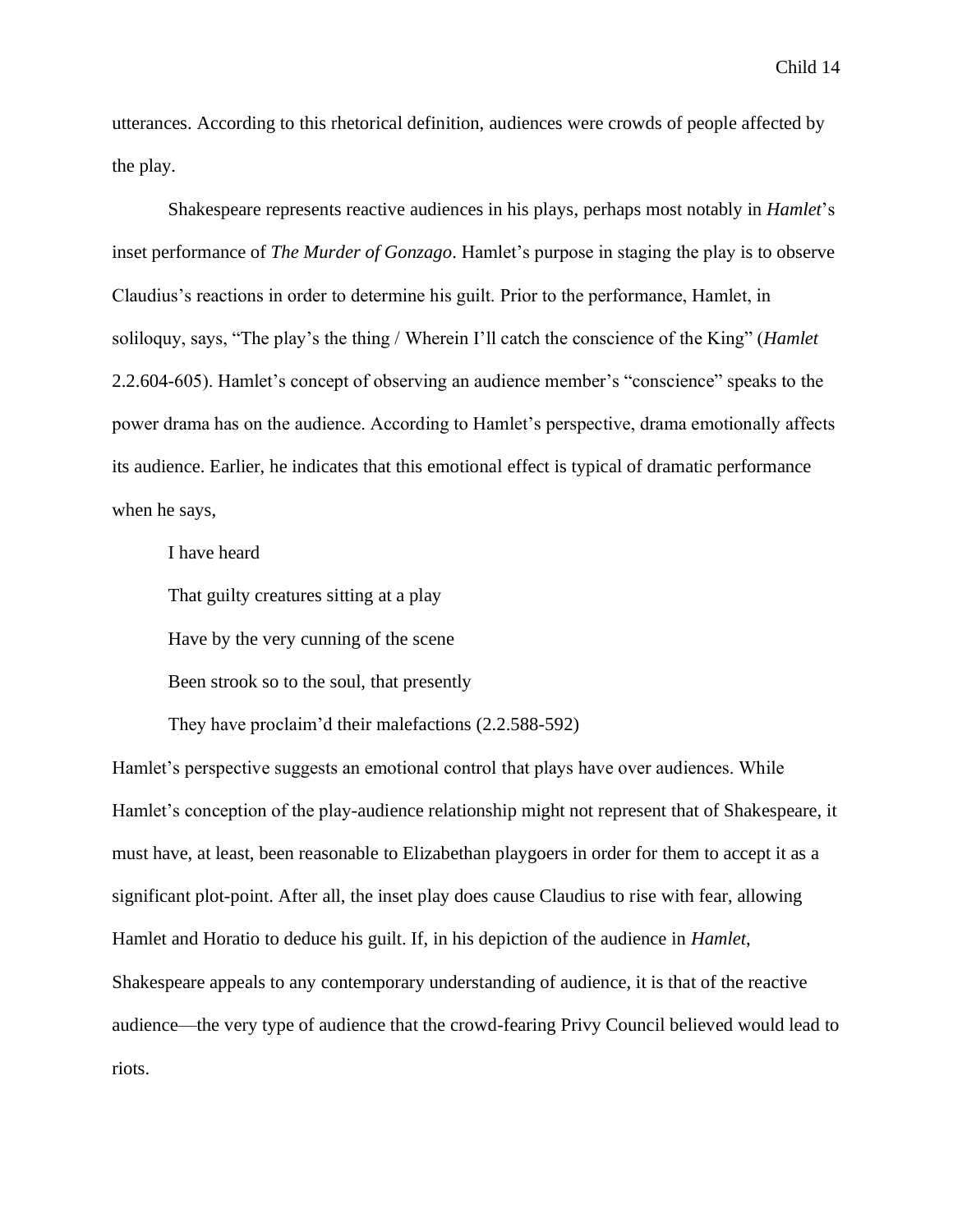utterances. According to this rhetorical definition, audiences were crowds of people affected by the play.

Shakespeare represents reactive audiences in his plays, perhaps most notably in *Hamlet*'s inset performance of *The Murder of Gonzago*. Hamlet's purpose in staging the play is to observe Claudius's reactions in order to determine his guilt. Prior to the performance, Hamlet, in soliloquy, says, "The play's the thing / Wherein I'll catch the conscience of the King" (*Hamlet* 2.2.604-605). Hamlet's concept of observing an audience member's "conscience" speaks to the power drama has on the audience. According to Hamlet's perspective, drama emotionally affects its audience. Earlier, he indicates that this emotional effect is typical of dramatic performance when he says,

> I have heard
>
> That guilty creatures sitting at a play
>
> Have by the very cunning of the scene
>
> Been strook so to the soul, that presently
>
> They have proclaim'd their malefactions (2.2.588-592)

Hamlet's perspective suggests an emotional control that plays have over audiences. While Hamlet's conception of the play-audience relationship might not represent that of Shakespeare, it must have, at least, been reasonable to Elizabethan playgoers in order for them to accept it as a significant plot-point. After all, the inset play does cause Claudius to rise with fear, allowing Hamlet and Horatio to deduce his guilt. If, in his depiction of the audience in *Hamlet*, Shakespeare appeals to any contemporary understanding of audience, it is that of the reactive audience—the very type of audience that the crowd-fearing Privy Council believed would lead to riots.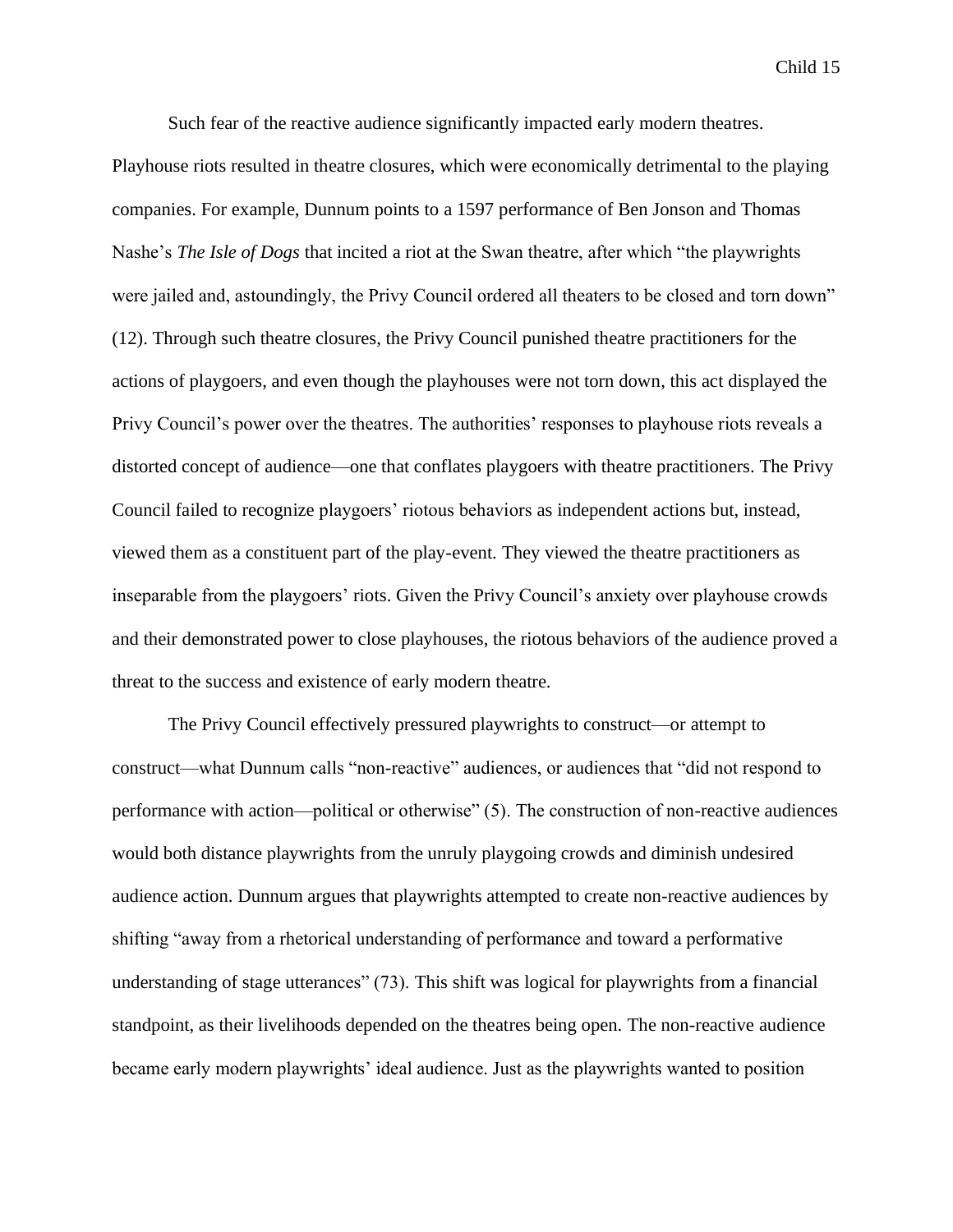Such fear of the reactive audience significantly impacted early modern theatres. Playhouse riots resulted in theatre closures, which were economically detrimental to the playing companies. For example, Dunnum points to a 1597 performance of Ben Jonson and Thomas Nashe's *The Isle of Dogs* that incited a riot at the Swan theatre, after which "the playwrights were jailed and, astoundingly, the Privy Council ordered all theaters to be closed and torn down" (12). Through such theatre closures, the Privy Council punished theatre practitioners for the actions of playgoers, and even though the playhouses were not torn down, this act displayed the Privy Council's power over the theatres. The authorities' responses to playhouse riots reveals a distorted concept of audience—one that conflates playgoers with theatre practitioners. The Privy Council failed to recognize playgoers' riotous behaviors as independent actions but, instead, viewed them as a constituent part of the play-event. They viewed the theatre practitioners as inseparable from the playgoers' riots. Given the Privy Council's anxiety over playhouse crowds and their demonstrated power to close playhouses, the riotous behaviors of the audience proved a threat to the success and existence of early modern theatre.

The Privy Council effectively pressured playwrights to construct—or attempt to construct—what Dunnum calls "non-reactive" audiences, or audiences that "did not respond to performance with action—political or otherwise" (5). The construction of non-reactive audiences would both distance playwrights from the unruly playgoing crowds and diminish undesired audience action. Dunnum argues that playwrights attempted to create non-reactive audiences by shifting "away from a rhetorical understanding of performance and toward a performative understanding of stage utterances" (73). This shift was logical for playwrights from a financial standpoint, as their livelihoods depended on the theatres being open. The non-reactive audience became early modern playwrights' ideal audience. Just as the playwrights wanted to position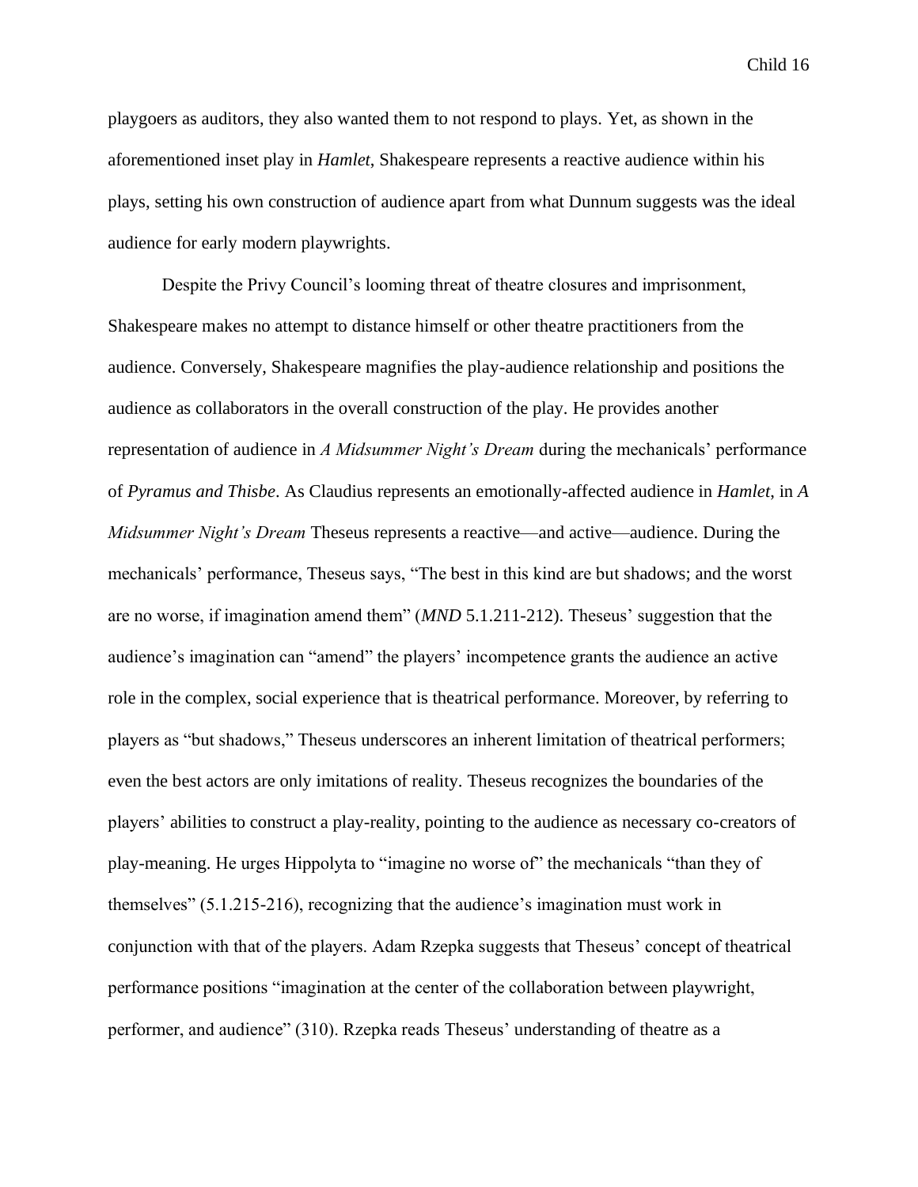playgoers as auditors, they also wanted them to not respond to plays. Yet, as shown in the aforementioned inset play in *Hamlet*, Shakespeare represents a reactive audience within his plays, setting his own construction of audience apart from what Dunnum suggests was the ideal audience for early modern playwrights.

Despite the Privy Council's looming threat of theatre closures and imprisonment, Shakespeare makes no attempt to distance himself or other theatre practitioners from the audience. Conversely, Shakespeare magnifies the play-audience relationship and positions the audience as collaborators in the overall construction of the play. He provides another representation of audience in *A Midsummer Night's Dream* during the mechanicals' performance of *Pyramus and Thisbe*. As Claudius represents an emotionally-affected audience in *Hamlet*, in *A Midsummer Night's Dream* Theseus represents a reactive—and active—audience. During the mechanicals' performance, Theseus says, "The best in this kind are but shadows; and the worst are no worse, if imagination amend them" (*MND* 5.1.211-212). Theseus' suggestion that the audience's imagination can "amend" the players' incompetence grants the audience an active role in the complex, social experience that is theatrical performance. Moreover, by referring to players as "but shadows," Theseus underscores an inherent limitation of theatrical performers; even the best actors are only imitations of reality. Theseus recognizes the boundaries of the players' abilities to construct a play-reality, pointing to the audience as necessary co-creators of play-meaning. He urges Hippolyta to "imagine no worse of" the mechanicals "than they of themselves" (5.1.215-216), recognizing that the audience's imagination must work in conjunction with that of the players. Adam Rzepka suggests that Theseus' concept of theatrical performance positions "imagination at the center of the collaboration between playwright, performer, and audience" (310). Rzepka reads Theseus' understanding of theatre as a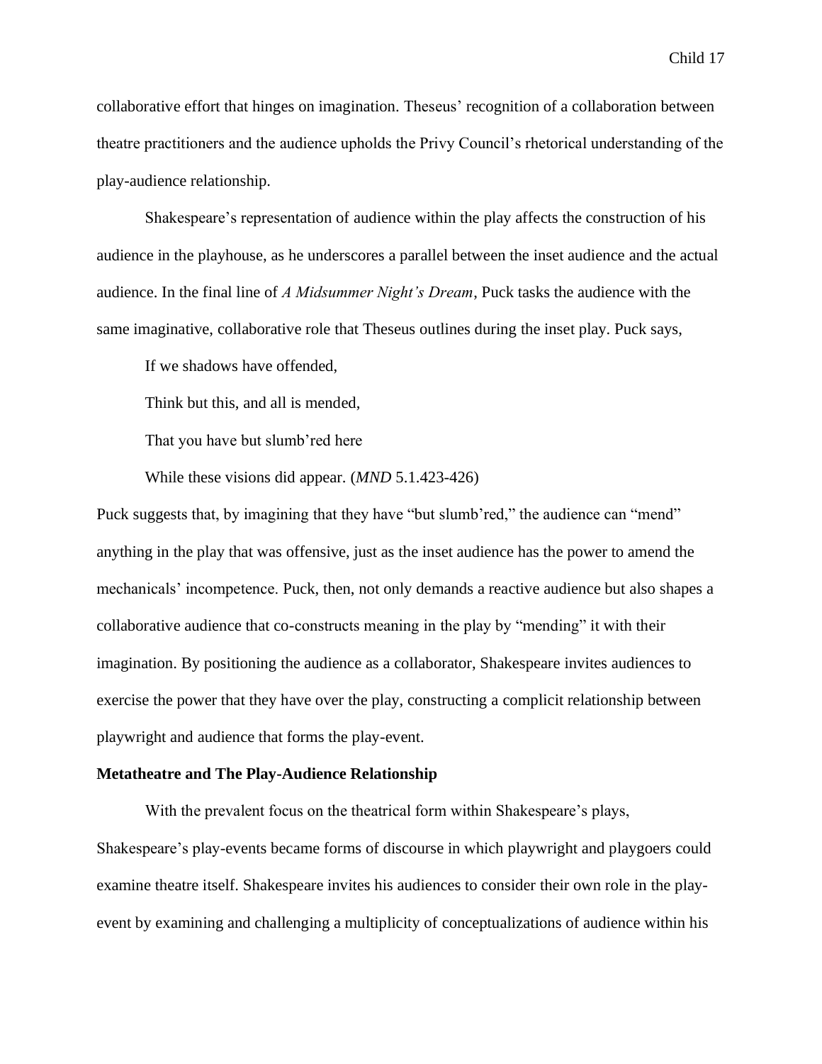collaborative effort that hinges on imagination. Theseus' recognition of a collaboration between theatre practitioners and the audience upholds the Privy Council's rhetorical understanding of the play-audience relationship.

Shakespeare's representation of audience within the play affects the construction of his audience in the playhouse, as he underscores a parallel between the inset audience and the actual audience. In the final line of *A Midsummer Night's Dream*, Puck tasks the audience with the same imaginative, collaborative role that Theseus outlines during the inset play. Puck says,

> If we shadows have offended,
>
> Think but this, and all is mended,
>
> That you have but slumb'red here
>
> While these visions did appear. (*MND* 5.1.423-426)

Puck suggests that, by imagining that they have "but slumb'red," the audience can "mend" anything in the play that was offensive, just as the inset audience has the power to amend the mechanicals' incompetence. Puck, then, not only demands a reactive audience but also shapes a collaborative audience that co-constructs meaning in the play by "mending" it with their imagination. By positioning the audience as a collaborator, Shakespeare invites audiences to exercise the power that they have over the play, constructing a complicit relationship between playwright and audience that forms the play-event.

**Metatheatre and The Play-Audience Relationship**

With the prevalent focus on the theatrical form within Shakespeare's plays, Shakespeare's play-events became forms of discourse in which playwright and playgoers could examine theatre itself. Shakespeare invites his audiences to consider their own role in the play-event by examining and challenging a multiplicity of conceptualizations of audience within his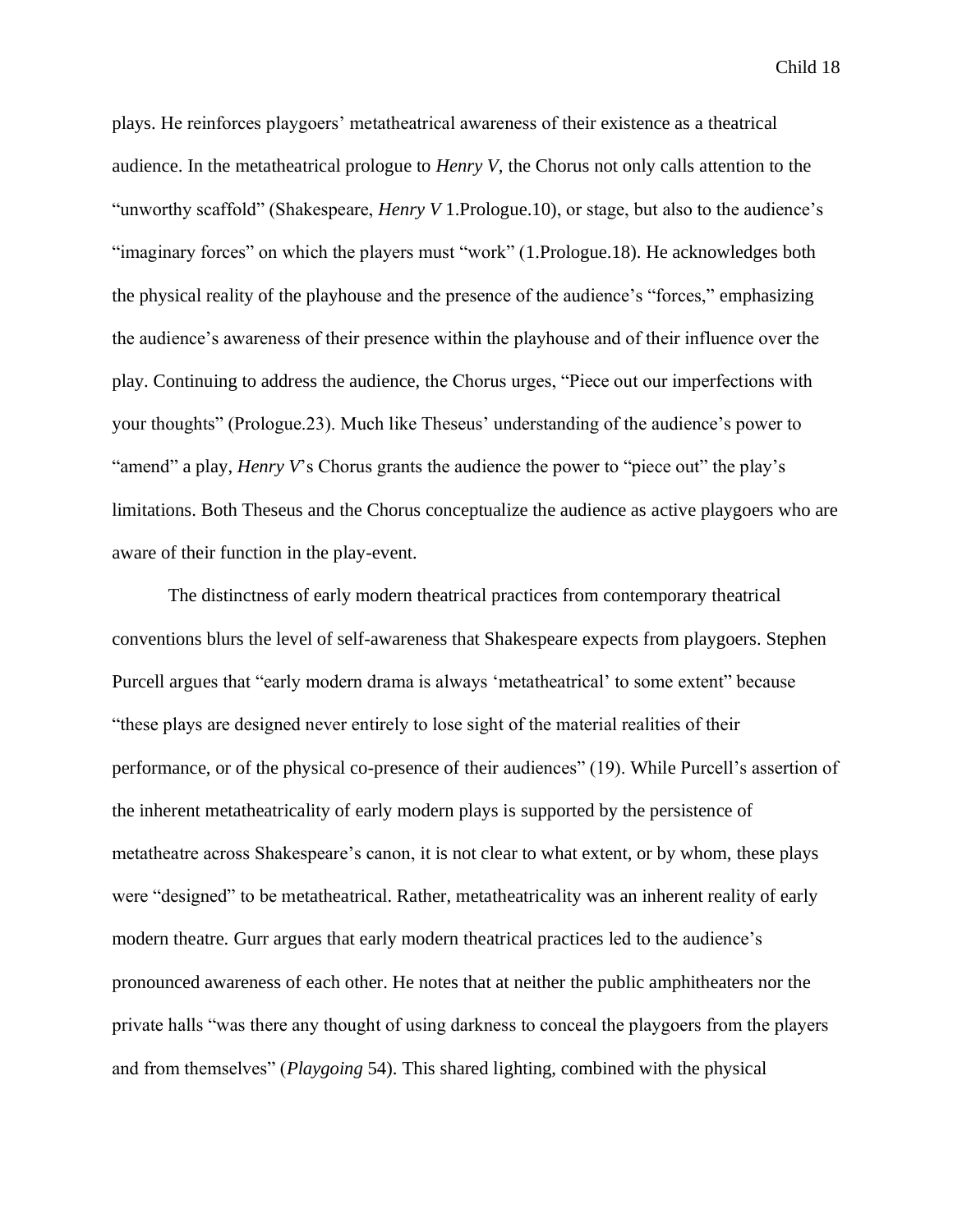plays. He reinforces playgoers' metatheatrical awareness of their existence as a theatrical audience. In the metatheatrical prologue to *Henry V*, the Chorus not only calls attention to the "unworthy scaffold" (Shakespeare, *Henry V* 1.Prologue.10), or stage, but also to the audience's "imaginary forces" on which the players must "work" (1.Prologue.18). He acknowledges both the physical reality of the playhouse and the presence of the audience's "forces," emphasizing the audience's awareness of their presence within the playhouse and of their influence over the play. Continuing to address the audience, the Chorus urges, "Piece out our imperfections with your thoughts" (Prologue.23). Much like Theseus' understanding of the audience's power to "amend" a play, *Henry V*'s Chorus grants the audience the power to "piece out" the play's limitations. Both Theseus and the Chorus conceptualize the audience as active playgoers who are aware of their function in the play-event.

The distinctness of early modern theatrical practices from contemporary theatrical conventions blurs the level of self-awareness that Shakespeare expects from playgoers. Stephen Purcell argues that "early modern drama is always 'metatheatrical' to some extent" because "these plays are designed never entirely to lose sight of the material realities of their performance, or of the physical co-presence of their audiences" (19). While Purcell's assertion of the inherent metatheatricality of early modern plays is supported by the persistence of metatheatre across Shakespeare's canon, it is not clear to what extent, or by whom, these plays were "designed" to be metatheatrical. Rather, metatheatricality was an inherent reality of early modern theatre. Gurr argues that early modern theatrical practices led to the audience's pronounced awareness of each other. He notes that at neither the public amphitheaters nor the private halls "was there any thought of using darkness to conceal the playgoers from the players and from themselves" (*Playgoing* 54). This shared lighting, combined with the physical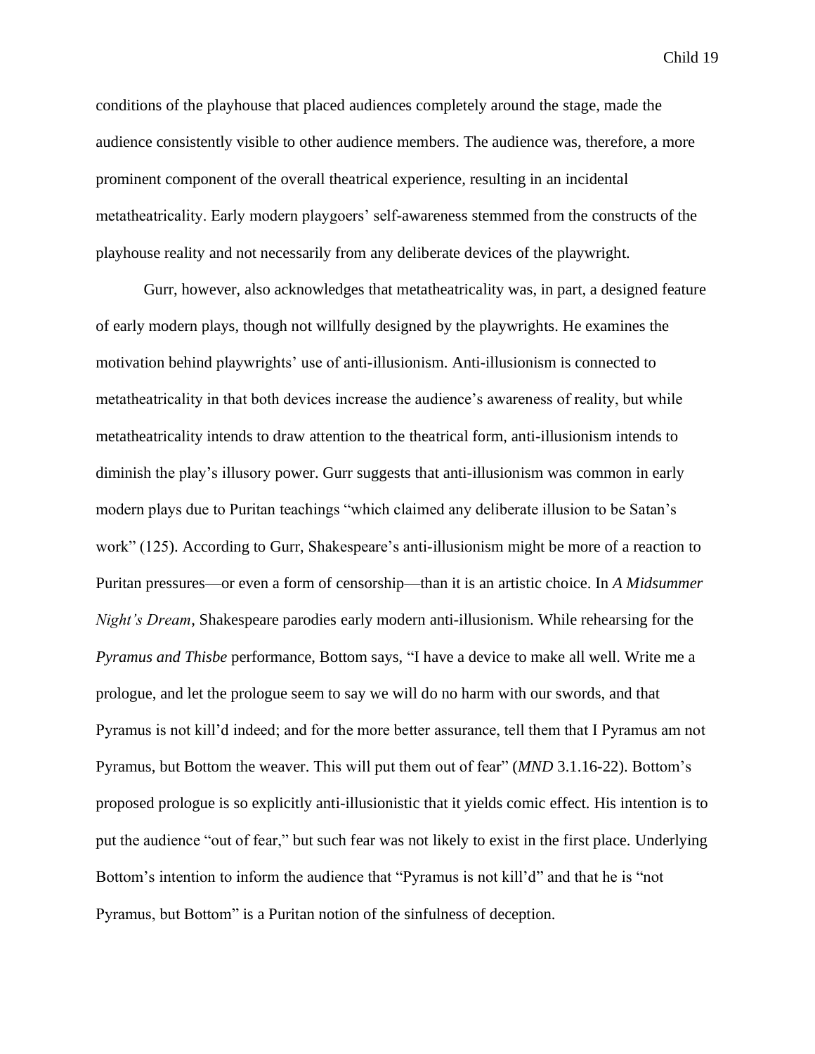conditions of the playhouse that placed audiences completely around the stage, made the audience consistently visible to other audience members. The audience was, therefore, a more prominent component of the overall theatrical experience, resulting in an incidental metatheatricality. Early modern playgoers' self-awareness stemmed from the constructs of the playhouse reality and not necessarily from any deliberate devices of the playwright.

Gurr, however, also acknowledges that metatheatricality was, in part, a designed feature of early modern plays, though not willfully designed by the playwrights. He examines the motivation behind playwrights' use of anti-illusionism. Anti-illusionism is connected to metatheatricality in that both devices increase the audience's awareness of reality, but while metatheatricality intends to draw attention to the theatrical form, anti-illusionism intends to diminish the play's illusory power. Gurr suggests that anti-illusionism was common in early modern plays due to Puritan teachings "which claimed any deliberate illusion to be Satan's work" (125). According to Gurr, Shakespeare's anti-illusionism might be more of a reaction to Puritan pressures—or even a form of censorship—than it is an artistic choice. In *A Midsummer Night's Dream*, Shakespeare parodies early modern anti-illusionism. While rehearsing for the *Pyramus and Thisbe* performance, Bottom says, "I have a device to make all well. Write me a prologue, and let the prologue seem to say we will do no harm with our swords, and that Pyramus is not kill'd indeed; and for the more better assurance, tell them that I Pyramus am not Pyramus, but Bottom the weaver. This will put them out of fear" (*MND* 3.1.16-22). Bottom's proposed prologue is so explicitly anti-illusionistic that it yields comic effect. His intention is to put the audience "out of fear," but such fear was not likely to exist in the first place. Underlying Bottom's intention to inform the audience that "Pyramus is not kill'd" and that he is "not Pyramus, but Bottom" is a Puritan notion of the sinfulness of deception.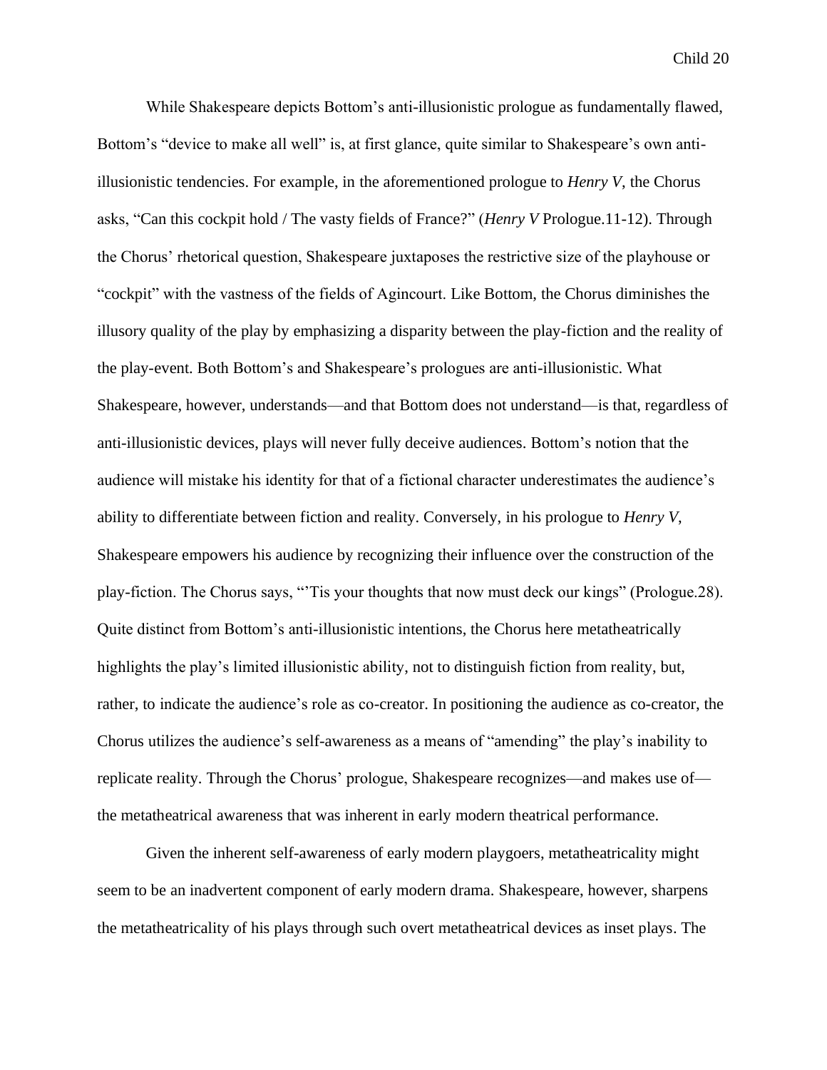While Shakespeare depicts Bottom's anti-illusionistic prologue as fundamentally flawed, Bottom's "device to make all well" is, at first glance, quite similar to Shakespeare's own anti-illusionistic tendencies. For example, in the aforementioned prologue to *Henry V*, the Chorus asks, "Can this cockpit hold / The vasty fields of France?" (*Henry V* Prologue.11-12). Through the Chorus' rhetorical question, Shakespeare juxtaposes the restrictive size of the playhouse or "cockpit" with the vastness of the fields of Agincourt. Like Bottom, the Chorus diminishes the illusory quality of the play by emphasizing a disparity between the play-fiction and the reality of the play-event. Both Bottom's and Shakespeare's prologues are anti-illusionistic. What Shakespeare, however, understands—and that Bottom does not understand—is that, regardless of anti-illusionistic devices, plays will never fully deceive audiences. Bottom's notion that the audience will mistake his identity for that of a fictional character underestimates the audience's ability to differentiate between fiction and reality. Conversely, in his prologue to *Henry V*, Shakespeare empowers his audience by recognizing their influence over the construction of the play-fiction. The Chorus says, "'Tis your thoughts that now must deck our kings" (Prologue.28). Quite distinct from Bottom's anti-illusionistic intentions, the Chorus here metatheatrically highlights the play's limited illusionistic ability, not to distinguish fiction from reality, but, rather, to indicate the audience's role as co-creator. In positioning the audience as co-creator, the Chorus utilizes the audience's self-awareness as a means of "amending" the play's inability to replicate reality. Through the Chorus' prologue, Shakespeare recognizes—and makes use of—the metatheatrical awareness that was inherent in early modern theatrical performance.

Given the inherent self-awareness of early modern playgoers, metatheatricality might seem to be an inadvertent component of early modern drama. Shakespeare, however, sharpens the metatheatricality of his plays through such overt metatheatrical devices as inset plays. The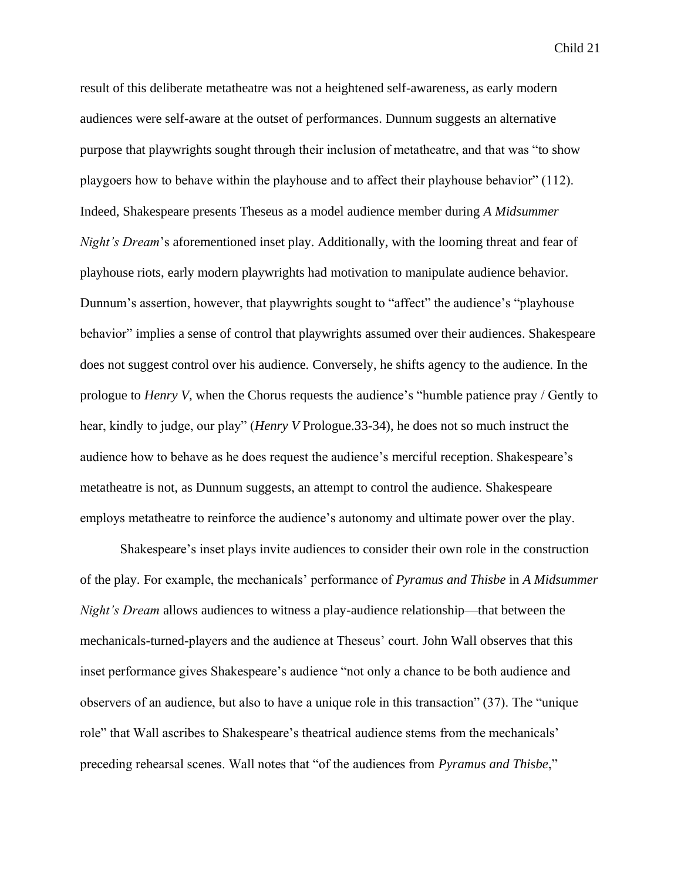result of this deliberate metatheatre was not a heightened self-awareness, as early modern audiences were self-aware at the outset of performances. Dunnum suggests an alternative purpose that playwrights sought through their inclusion of metatheatre, and that was "to show playgoers how to behave within the playhouse and to affect their playhouse behavior" (112). Indeed, Shakespeare presents Theseus as a model audience member during *A Midsummer Night's Dream*'s aforementioned inset play. Additionally, with the looming threat and fear of playhouse riots, early modern playwrights had motivation to manipulate audience behavior. Dunnum's assertion, however, that playwrights sought to "affect" the audience's "playhouse behavior" implies a sense of control that playwrights assumed over their audiences. Shakespeare does not suggest control over his audience. Conversely, he shifts agency to the audience. In the prologue to *Henry V*, when the Chorus requests the audience's "humble patience pray / Gently to hear, kindly to judge, our play" (*Henry V* Prologue.33-34), he does not so much instruct the audience how to behave as he does request the audience's merciful reception. Shakespeare's metatheatre is not, as Dunnum suggests, an attempt to control the audience. Shakespeare employs metatheatre to reinforce the audience's autonomy and ultimate power over the play.

Shakespeare's inset plays invite audiences to consider their own role in the construction of the play. For example, the mechanicals' performance of *Pyramus and Thisbe* in *A Midsummer Night's Dream* allows audiences to witness a play-audience relationship—that between the mechanicals-turned-players and the audience at Theseus' court. John Wall observes that this inset performance gives Shakespeare's audience "not only a chance to be both audience and observers of an audience, but also to have a unique role in this transaction" (37). The "unique role" that Wall ascribes to Shakespeare's theatrical audience stems from the mechanicals' preceding rehearsal scenes. Wall notes that "of the audiences from *Pyramus and Thisbe*,"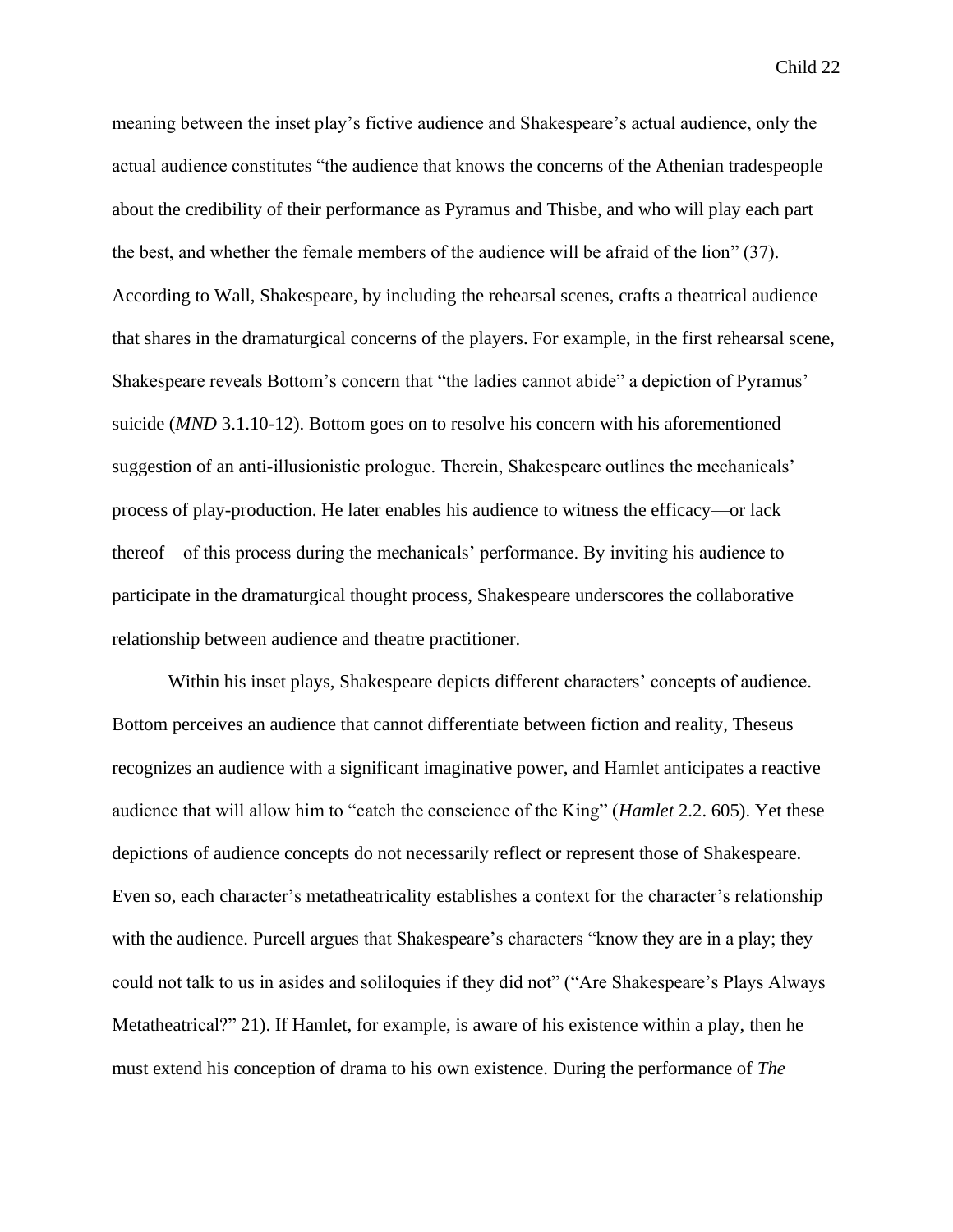meaning between the inset play's fictive audience and Shakespeare's actual audience, only the actual audience constitutes "the audience that knows the concerns of the Athenian tradespeople about the credibility of their performance as Pyramus and Thisbe, and who will play each part the best, and whether the female members of the audience will be afraid of the lion" (37). According to Wall, Shakespeare, by including the rehearsal scenes, crafts a theatrical audience that shares in the dramaturgical concerns of the players. For example, in the first rehearsal scene, Shakespeare reveals Bottom's concern that "the ladies cannot abide" a depiction of Pyramus' suicide (*MND* 3.1.10-12). Bottom goes on to resolve his concern with his aforementioned suggestion of an anti-illusionistic prologue. Therein, Shakespeare outlines the mechanicals' process of play-production. He later enables his audience to witness the efficacy—or lack thereof—of this process during the mechanicals' performance. By inviting his audience to participate in the dramaturgical thought process, Shakespeare underscores the collaborative relationship between audience and theatre practitioner.

Within his inset plays, Shakespeare depicts different characters' concepts of audience. Bottom perceives an audience that cannot differentiate between fiction and reality, Theseus recognizes an audience with a significant imaginative power, and Hamlet anticipates a reactive audience that will allow him to "catch the conscience of the King" (*Hamlet* 2.2. 605). Yet these depictions of audience concepts do not necessarily reflect or represent those of Shakespeare. Even so, each character's metatheatricality establishes a context for the character's relationship with the audience. Purcell argues that Shakespeare's characters "know they are in a play; they could not talk to us in asides and soliloquies if they did not" ("Are Shakespeare's Plays Always Metatheatrical?" 21). If Hamlet, for example, is aware of his existence within a play, then he must extend his conception of drama to his own existence. During the performance of *The*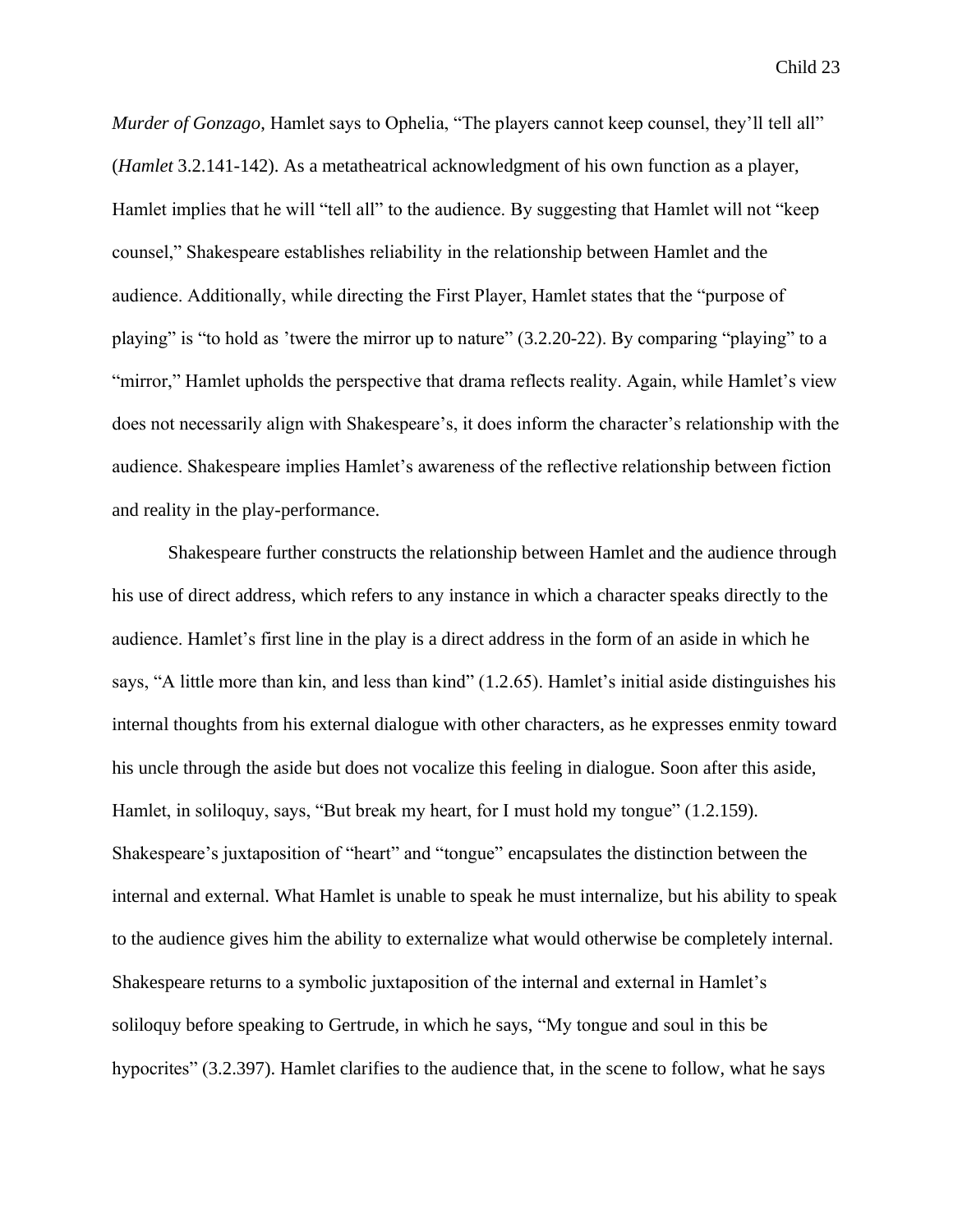*Murder of Gonzago,* Hamlet says to Ophelia, "The players cannot keep counsel, they'll tell all" (*Hamlet* 3.2.141-142). As a metatheatrical acknowledgment of his own function as a player, Hamlet implies that he will "tell all" to the audience. By suggesting that Hamlet will not "keep counsel," Shakespeare establishes reliability in the relationship between Hamlet and the audience. Additionally, while directing the First Player, Hamlet states that the "purpose of playing" is "to hold as 'twere the mirror up to nature" (3.2.20-22). By comparing "playing" to a "mirror," Hamlet upholds the perspective that drama reflects reality. Again, while Hamlet's view does not necessarily align with Shakespeare's, it does inform the character's relationship with the audience. Shakespeare implies Hamlet's awareness of the reflective relationship between fiction and reality in the play-performance.

Shakespeare further constructs the relationship between Hamlet and the audience through his use of direct address, which refers to any instance in which a character speaks directly to the audience. Hamlet's first line in the play is a direct address in the form of an aside in which he says, "A little more than kin, and less than kind" (1.2.65). Hamlet's initial aside distinguishes his internal thoughts from his external dialogue with other characters, as he expresses enmity toward his uncle through the aside but does not vocalize this feeling in dialogue. Soon after this aside, Hamlet, in soliloquy, says, "But break my heart, for I must hold my tongue" (1.2.159). Shakespeare's juxtaposition of "heart" and "tongue" encapsulates the distinction between the internal and external. What Hamlet is unable to speak he must internalize, but his ability to speak to the audience gives him the ability to externalize what would otherwise be completely internal. Shakespeare returns to a symbolic juxtaposition of the internal and external in Hamlet's soliloquy before speaking to Gertrude, in which he says, "My tongue and soul in this be hypocrites" (3.2.397). Hamlet clarifies to the audience that, in the scene to follow, what he says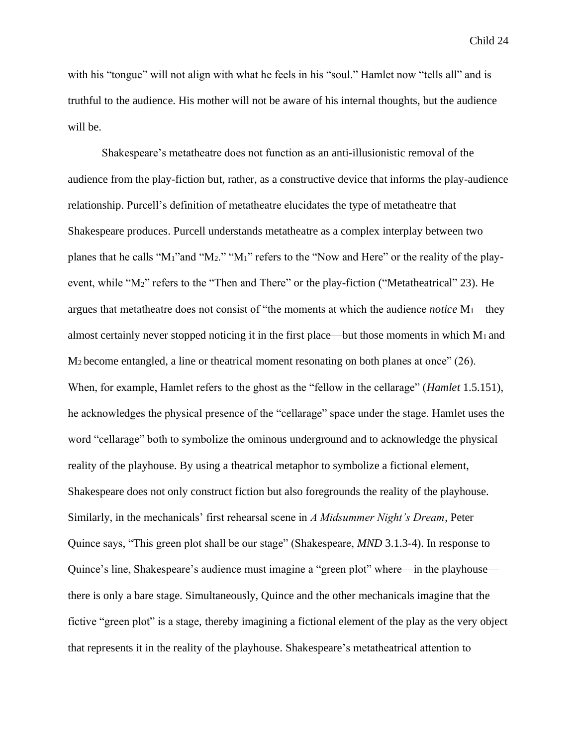with his "tongue" will not align with what he feels in his "soul." Hamlet now "tells all" and is truthful to the audience. His mother will not be aware of his internal thoughts, but the audience will be.

Shakespeare's metatheatre does not function as an anti-illusionistic removal of the audience from the play-fiction but, rather, as a constructive device that informs the play-audience relationship. Purcell's definition of metatheatre elucidates the type of metatheatre that Shakespeare produces. Purcell understands metatheatre as a complex interplay between two planes that he calls "$M_1$"and "$M_2$." "$M_1$" refers to the "Now and Here" or the reality of the play-event, while "$M_2$" refers to the "Then and There" or the play-fiction ("Metatheatrical" 23). He argues that metatheatre does not consist of "the moments at which the audience *notice* $M_1$—they almost certainly never stopped noticing it in the first place—but those moments in which $M_1$ and $M_2$ become entangled, a line or theatrical moment resonating on both planes at once" (26). When, for example, Hamlet refers to the ghost as the "fellow in the cellarage" (*Hamlet* 1.5.151), he acknowledges the physical presence of the "cellarage" space under the stage. Hamlet uses the word "cellarage" both to symbolize the ominous underground and to acknowledge the physical reality of the playhouse. By using a theatrical metaphor to symbolize a fictional element, Shakespeare does not only construct fiction but also foregrounds the reality of the playhouse. Similarly, in the mechanicals' first rehearsal scene in *A Midsummer Night's Dream*, Peter Quince says, "This green plot shall be our stage" (Shakespeare, *MND* 3.1.3-4). In response to Quince's line, Shakespeare's audience must imagine a "green plot" where—in the playhouse—there is only a bare stage. Simultaneously, Quince and the other mechanicals imagine that the fictive "green plot" is a stage, thereby imagining a fictional element of the play as the very object that represents it in the reality of the playhouse. Shakespeare's metatheatrical attention to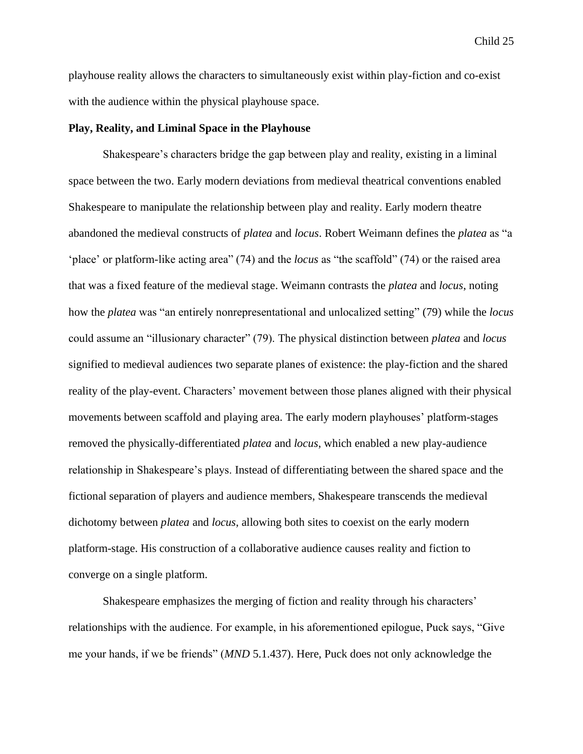playhouse reality allows the characters to simultaneously exist within play-fiction and co-exist with the audience within the physical playhouse space.

**Play, Reality, and Liminal Space in the Playhouse**

Shakespeare's characters bridge the gap between play and reality, existing in a liminal space between the two. Early modern deviations from medieval theatrical conventions enabled Shakespeare to manipulate the relationship between play and reality. Early modern theatre abandoned the medieval constructs of *platea* and *locus*. Robert Weimann defines the *platea* as "a 'place' or platform-like acting area" (74) and the *locus* as "the scaffold" (74) or the raised area that was a fixed feature of the medieval stage. Weimann contrasts the *platea* and *locus*, noting how the *platea* was "an entirely nonrepresentational and unlocalized setting" (79) while the *locus* could assume an "illusionary character" (79). The physical distinction between *platea* and *locus* signified to medieval audiences two separate planes of existence: the play-fiction and the shared reality of the play-event. Characters' movement between those planes aligned with their physical movements between scaffold and playing area. The early modern playhouses' platform-stages removed the physically-differentiated *platea* and *locus*, which enabled a new play-audience relationship in Shakespeare's plays. Instead of differentiating between the shared space and the fictional separation of players and audience members, Shakespeare transcends the medieval dichotomy between *platea* and *locus*, allowing both sites to coexist on the early modern platform-stage. His construction of a collaborative audience causes reality and fiction to converge on a single platform.

Shakespeare emphasizes the merging of fiction and reality through his characters' relationships with the audience. For example, in his aforementioned epilogue, Puck says, "Give me your hands, if we be friends" (*MND* 5.1.437). Here, Puck does not only acknowledge the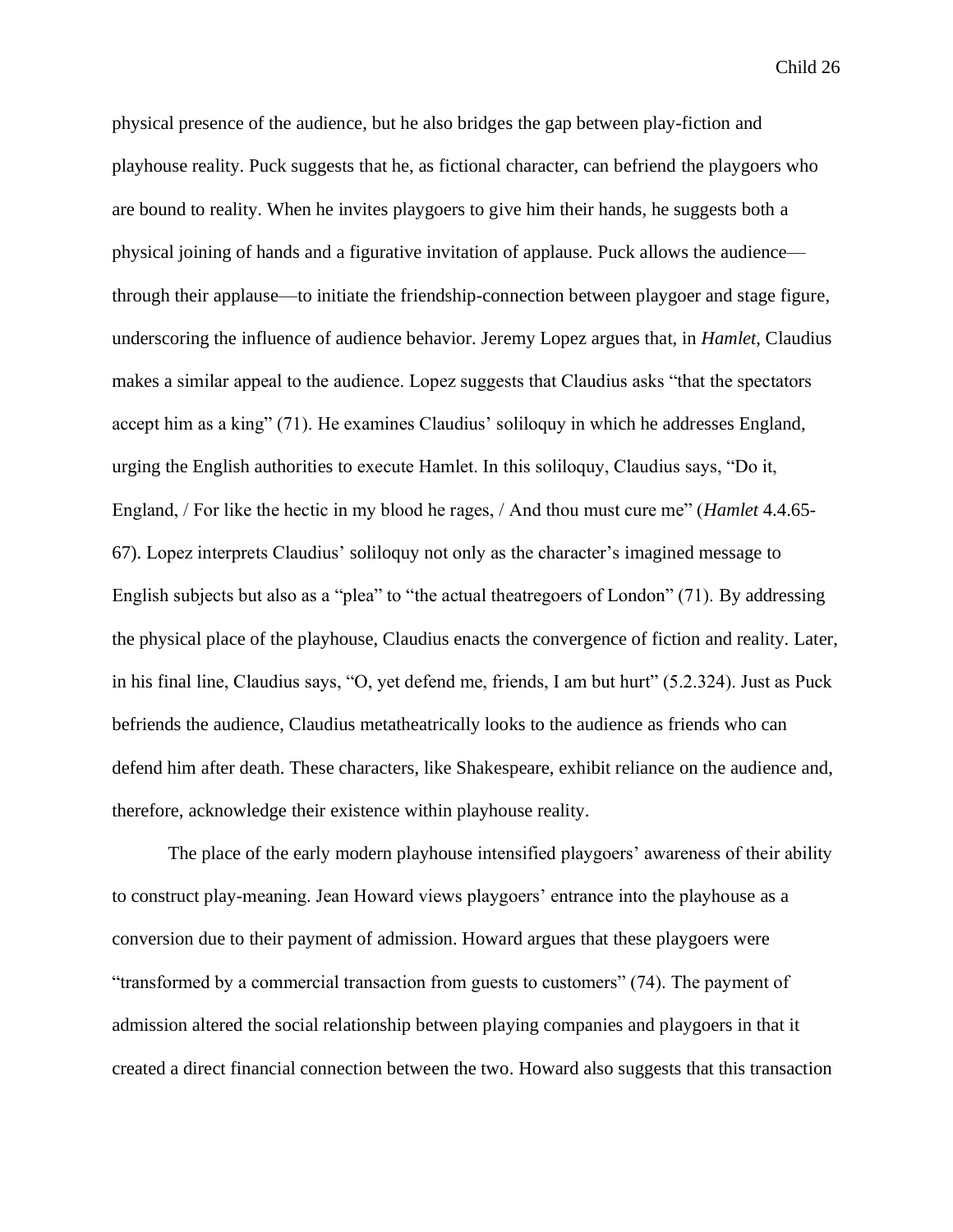physical presence of the audience, but he also bridges the gap between play-fiction and playhouse reality. Puck suggests that he, as fictional character, can befriend the playgoers who are bound to reality. When he invites playgoers to give him their hands, he suggests both a physical joining of hands and a figurative invitation of applause. Puck allows the audience—through their applause—to initiate the friendship-connection between playgoer and stage figure, underscoring the influence of audience behavior. Jeremy Lopez argues that, in *Hamlet*, Claudius makes a similar appeal to the audience. Lopez suggests that Claudius asks "that the spectators accept him as a king" (71). He examines Claudius' soliloquy in which he addresses England, urging the English authorities to execute Hamlet. In this soliloquy, Claudius says, "Do it, England, / For like the hectic in my blood he rages, / And thou must cure me" (*Hamlet* 4.4.65-67). Lopez interprets Claudius' soliloquy not only as the character's imagined message to English subjects but also as a "plea" to "the actual theatregoers of London" (71). By addressing the physical place of the playhouse, Claudius enacts the convergence of fiction and reality. Later, in his final line, Claudius says, "O, yet defend me, friends, I am but hurt" (5.2.324). Just as Puck befriends the audience, Claudius metatheatrically looks to the audience as friends who can defend him after death. These characters, like Shakespeare, exhibit reliance on the audience and, therefore, acknowledge their existence within playhouse reality.

The place of the early modern playhouse intensified playgoers' awareness of their ability to construct play-meaning. Jean Howard views playgoers' entrance into the playhouse as a conversion due to their payment of admission. Howard argues that these playgoers were "transformed by a commercial transaction from guests to customers" (74). The payment of admission altered the social relationship between playing companies and playgoers in that it created a direct financial connection between the two. Howard also suggests that this transaction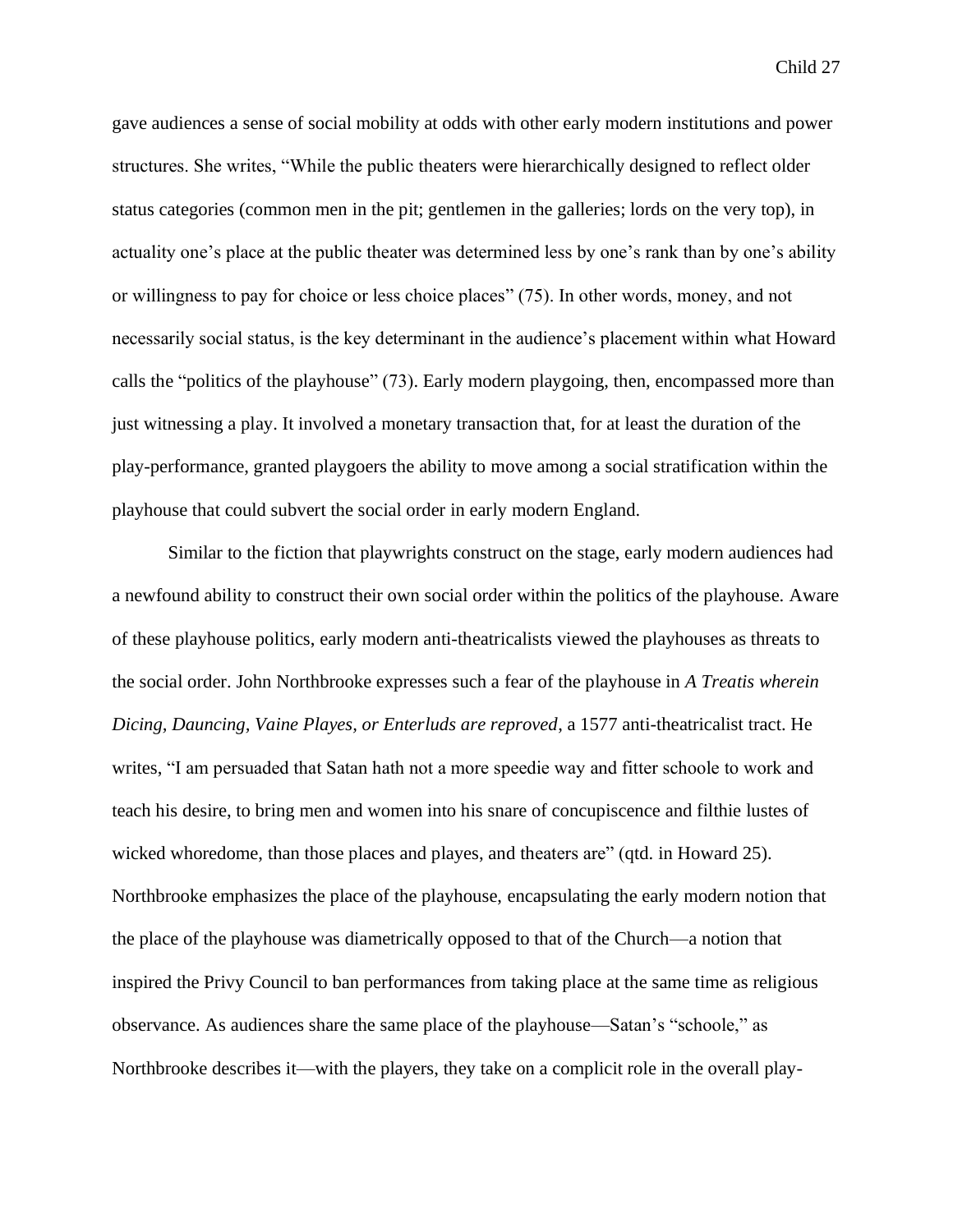gave audiences a sense of social mobility at odds with other early modern institutions and power structures. She writes, “While the public theaters were hierarchically designed to reflect older status categories (common men in the pit; gentlemen in the galleries; lords on the very top), in actuality one’s place at the public theater was determined less by one’s rank than by one’s ability or willingness to pay for choice or less choice places” (75). In other words, money, and not necessarily social status, is the key determinant in the audience’s placement within what Howard calls the “politics of the playhouse” (73). Early modern playgoing, then, encompassed more than just witnessing a play. It involved a monetary transaction that, for at least the duration of the play-performance, granted playgoers the ability to move among a social stratification within the playhouse that could subvert the social order in early modern England.

Similar to the fiction that playwrights construct on the stage, early modern audiences had a newfound ability to construct their own social order within the politics of the playhouse. Aware of these playhouse politics, early modern anti-theatricalists viewed the playhouses as threats to the social order. John Northbrooke expresses such a fear of the playhouse in *A Treatis wherein Dicing, Dauncing, Vaine Playes, or Enterluds are reproved*, a 1577 anti-theatricalist tract. He writes, “I am persuaded that Satan hath not a more speedie way and fitter schoole to work and teach his desire, to bring men and women into his snare of concupiscence and filthie lustes of wicked whoredome, than those places and playes, and theaters are” (qtd. in Howard 25). Northbrooke emphasizes the place of the playhouse, encapsulating the early modern notion that the place of the playhouse was diametrically opposed to that of the Church—a notion that inspired the Privy Council to ban performances from taking place at the same time as religious observance. As audiences share the same place of the playhouse—Satan’s “schoole,” as Northbrooke describes it—with the players, they take on a complicit role in the overall play-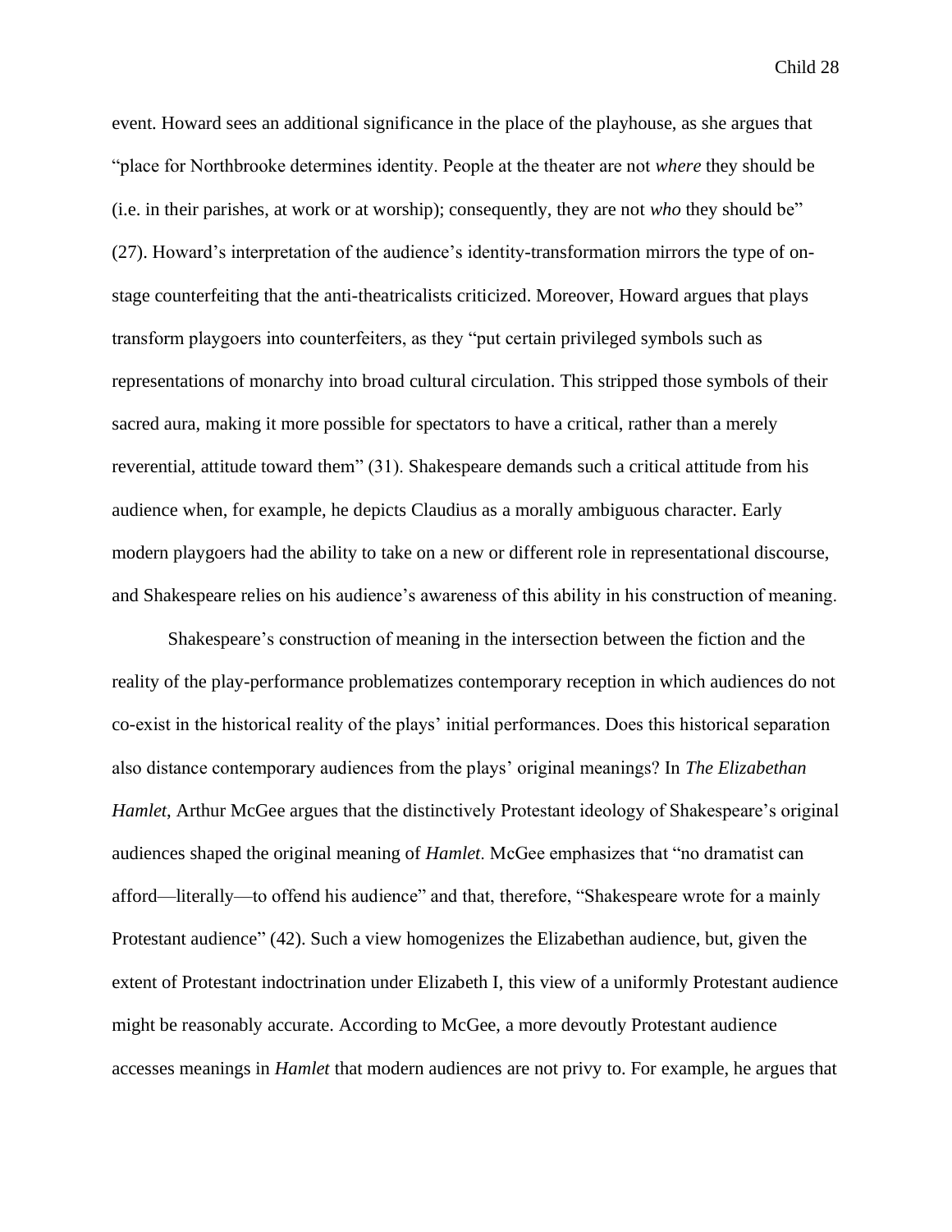event. Howard sees an additional significance in the place of the playhouse, as she argues that "place for Northbrooke determines identity. People at the theater are not *where* they should be (i.e. in their parishes, at work or at worship); consequently, they are not *who* they should be" (27). Howard's interpretation of the audience's identity-transformation mirrors the type of on-stage counterfeiting that the anti-theatricalists criticized. Moreover, Howard argues that plays transform playgoers into counterfeiters, as they "put certain privileged symbols such as representations of monarchy into broad cultural circulation. This stripped those symbols of their sacred aura, making it more possible for spectators to have a critical, rather than a merely reverential, attitude toward them" (31). Shakespeare demands such a critical attitude from his audience when, for example, he depicts Claudius as a morally ambiguous character. Early modern playgoers had the ability to take on a new or different role in representational discourse, and Shakespeare relies on his audience's awareness of this ability in his construction of meaning.

Shakespeare's construction of meaning in the intersection between the fiction and the reality of the play-performance problematizes contemporary reception in which audiences do not co-exist in the historical reality of the plays' initial performances. Does this historical separation also distance contemporary audiences from the plays' original meanings? In *The Elizabethan Hamlet*, Arthur McGee argues that the distinctively Protestant ideology of Shakespeare's original audiences shaped the original meaning of *Hamlet*. McGee emphasizes that "no dramatist can afford—literally—to offend his audience" and that, therefore, "Shakespeare wrote for a mainly Protestant audience" (42). Such a view homogenizes the Elizabethan audience, but, given the extent of Protestant indoctrination under Elizabeth I, this view of a uniformly Protestant audience might be reasonably accurate. According to McGee, a more devoutly Protestant audience accesses meanings in *Hamlet* that modern audiences are not privy to. For example, he argues that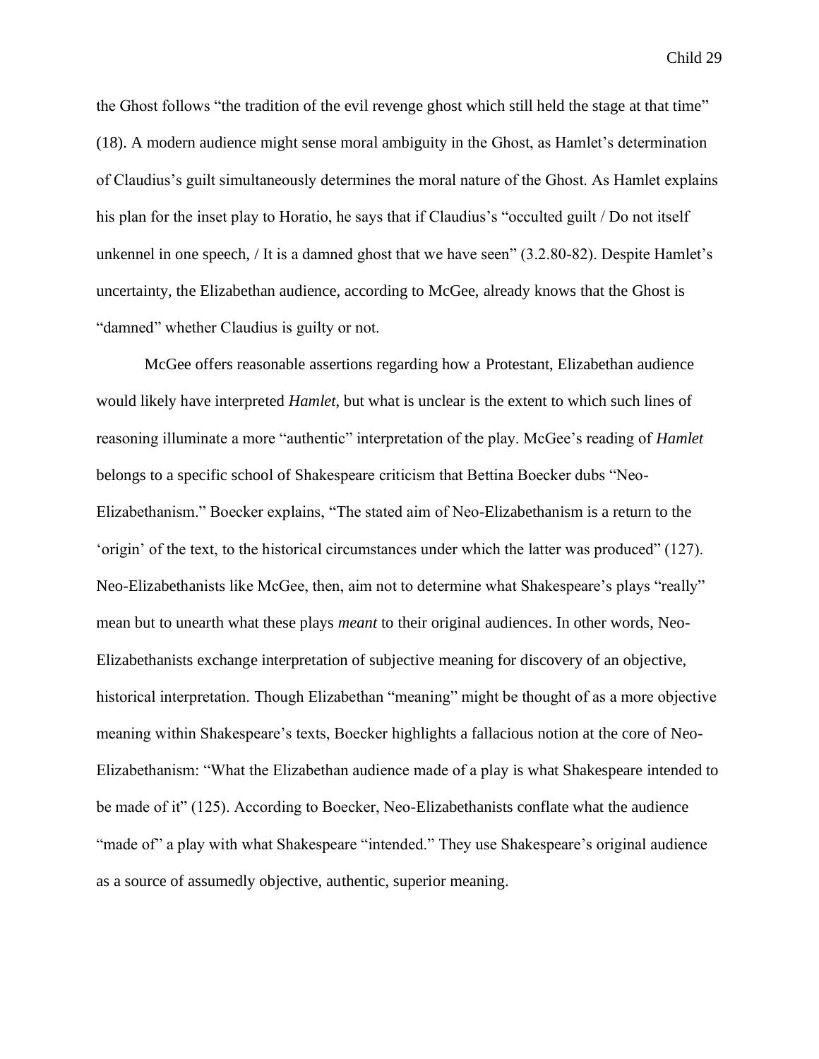the Ghost follows "the tradition of the evil revenge ghost which still held the stage at that time" (18). A modern audience might sense moral ambiguity in the Ghost, as Hamlet's determination of Claudius's guilt simultaneously determines the moral nature of the Ghost. As Hamlet explains his plan for the inset play to Horatio, he says that if Claudius's "occulted guilt / Do not itself unkennel in one speech, / It is a damned ghost that we have seen" (3.2.80-82). Despite Hamlet's uncertainty, the Elizabethan audience, according to McGee, already knows that the Ghost is "damned" whether Claudius is guilty or not.

McGee offers reasonable assertions regarding how a Protestant, Elizabethan audience would likely have interpreted *Hamlet*, but what is unclear is the extent to which such lines of reasoning illuminate a more "authentic" interpretation of the play. McGee's reading of *Hamlet* belongs to a specific school of Shakespeare criticism that Bettina Boecker dubs "Neo-Elizabethanism." Boecker explains, "The stated aim of Neo-Elizabethanism is a return to the 'origin' of the text, to the historical circumstances under which the latter was produced" (127). Neo-Elizabethanists like McGee, then, aim not to determine what Shakespeare's plays "really" mean but to unearth what these plays *meant* to their original audiences. In other words, Neo-Elizabethanists exchange interpretation of subjective meaning for discovery of an objective, historical interpretation. Though Elizabethan "meaning" might be thought of as a more objective meaning within Shakespeare's texts, Boecker highlights a fallacious notion at the core of Neo-Elizabethanism: "What the Elizabethan audience made of a play is what Shakespeare intended to be made of it" (125). According to Boecker, Neo-Elizabethanists conflate what the audience "made of" a play with what Shakespeare "intended." They use Shakespeare's original audience as a source of assumedly objective, authentic, superior meaning.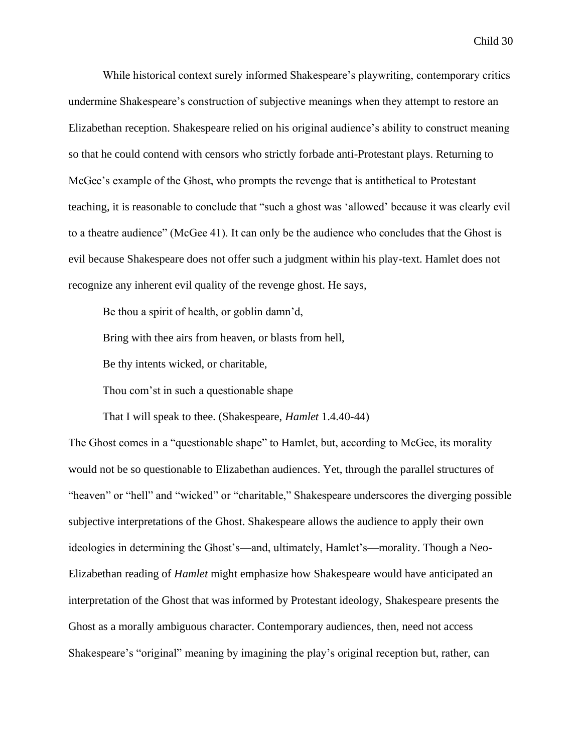While historical context surely informed Shakespeare's playwriting, contemporary critics undermine Shakespeare's construction of subjective meanings when they attempt to restore an Elizabethan reception. Shakespeare relied on his original audience's ability to construct meaning so that he could contend with censors who strictly forbade anti-Protestant plays. Returning to McGee's example of the Ghost, who prompts the revenge that is antithetical to Protestant teaching, it is reasonable to conclude that "such a ghost was 'allowed' because it was clearly evil to a theatre audience" (McGee 41). It can only be the audience who concludes that the Ghost is evil because Shakespeare does not offer such a judgment within his play-text. Hamlet does not recognize any inherent evil quality of the revenge ghost. He says,

> Be thou a spirit of health, or goblin damn'd,
>
> Bring with thee airs from heaven, or blasts from hell,
>
> Be thy intents wicked, or charitable,
>
> Thou com'st in such a questionable shape
>
> That I will speak to thee. (Shakespeare, *Hamlet* 1.4.40-44)

The Ghost comes in a "questionable shape" to Hamlet, but, according to McGee, its morality would not be so questionable to Elizabethan audiences. Yet, through the parallel structures of "heaven" or "hell" and "wicked" or "charitable," Shakespeare underscores the diverging possible subjective interpretations of the Ghost. Shakespeare allows the audience to apply their own ideologies in determining the Ghost's—and, ultimately, Hamlet's—morality. Though a Neo-Elizabethan reading of *Hamlet* might emphasize how Shakespeare would have anticipated an interpretation of the Ghost that was informed by Protestant ideology, Shakespeare presents the Ghost as a morally ambiguous character. Contemporary audiences, then, need not access Shakespeare's "original" meaning by imagining the play's original reception but, rather, can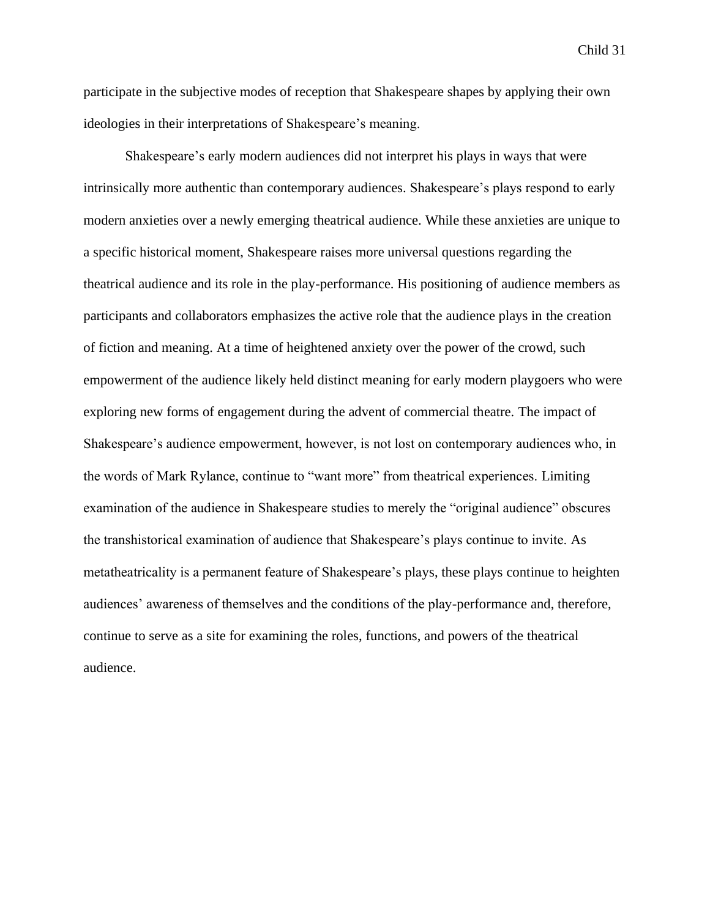participate in the subjective modes of reception that Shakespeare shapes by applying their own ideologies in their interpretations of Shakespeare's meaning.

Shakespeare's early modern audiences did not interpret his plays in ways that were intrinsically more authentic than contemporary audiences. Shakespeare's plays respond to early modern anxieties over a newly emerging theatrical audience. While these anxieties are unique to a specific historical moment, Shakespeare raises more universal questions regarding the theatrical audience and its role in the play-performance. His positioning of audience members as participants and collaborators emphasizes the active role that the audience plays in the creation of fiction and meaning. At a time of heightened anxiety over the power of the crowd, such empowerment of the audience likely held distinct meaning for early modern playgoers who were exploring new forms of engagement during the advent of commercial theatre. The impact of Shakespeare's audience empowerment, however, is not lost on contemporary audiences who, in the words of Mark Rylance, continue to "want more" from theatrical experiences. Limiting examination of the audience in Shakespeare studies to merely the "original audience" obscures the transhistorical examination of audience that Shakespeare's plays continue to invite. As metatheatricality is a permanent feature of Shakespeare's plays, these plays continue to heighten audiences' awareness of themselves and the conditions of the play-performance and, therefore, continue to serve as a site for examining the roles, functions, and powers of the theatrical audience.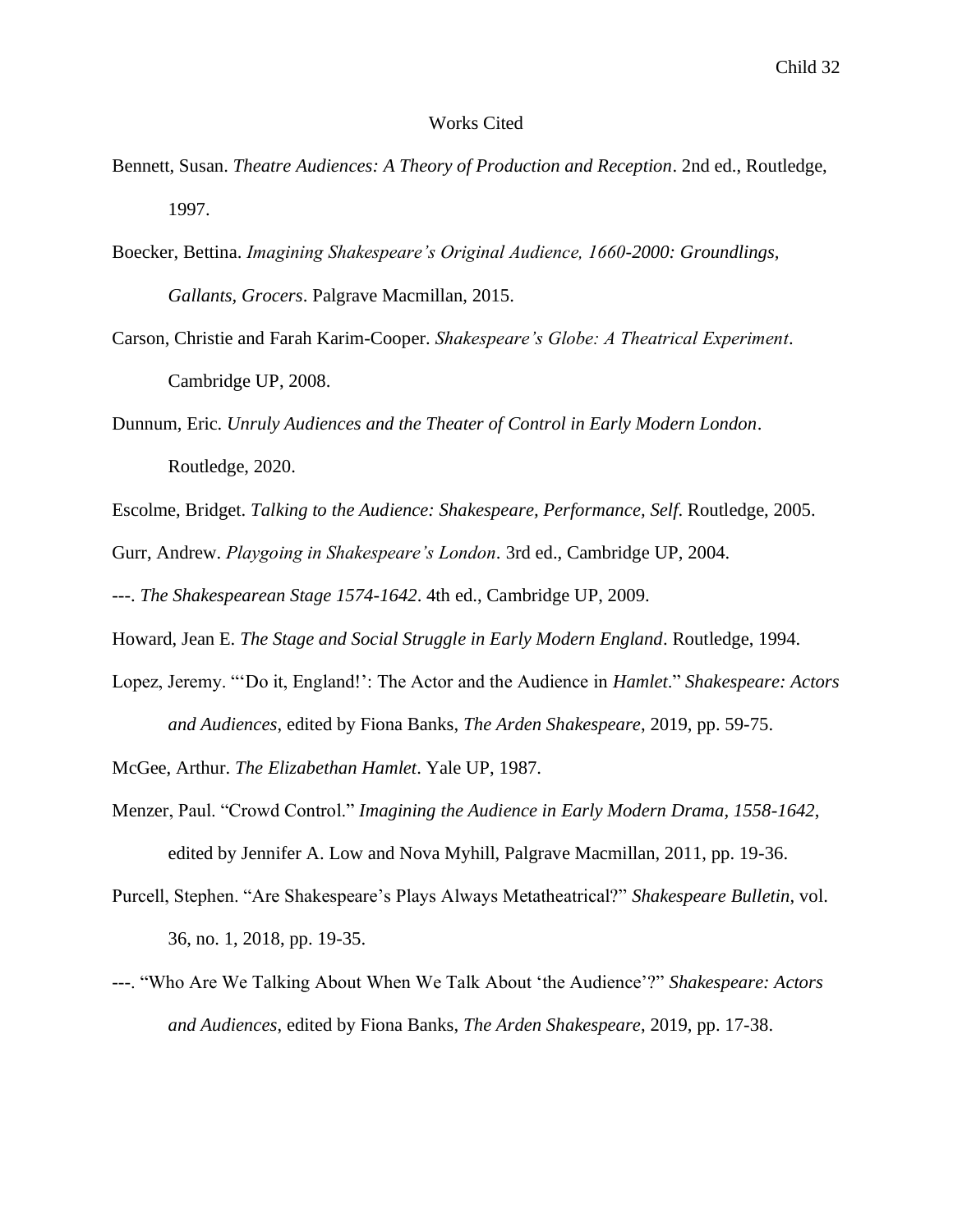# Works Cited

Bennett, Susan. *Theatre Audiences: A Theory of Production and Reception*. 2nd ed., Routledge, 1997.

Boecker, Bettina. *Imagining Shakespeare's Original Audience, 1660-2000: Groundlings, Gallants, Grocers*. Palgrave Macmillan, 2015.

Carson, Christie and Farah Karim-Cooper. *Shakespeare's Globe: A Theatrical Experiment*. Cambridge UP, 2008.

Dunnum, Eric. *Unruly Audiences and the Theater of Control in Early Modern London*. Routledge, 2020.

Escolme, Bridget. *Talking to the Audience: Shakespeare, Performance, Self*. Routledge, 2005.

Gurr, Andrew. *Playgoing in Shakespeare's London*. 3rd ed., Cambridge UP, 2004.

---. *The Shakespearean Stage 1574-1642*. 4th ed., Cambridge UP, 2009.

Howard, Jean E. *The Stage and Social Struggle in Early Modern England*. Routledge, 1994.

Lopez, Jeremy. "'Do it, England!': The Actor and the Audience in *Hamlet*." *Shakespeare: Actors and Audiences*, edited by Fiona Banks, *The Arden Shakespeare*, 2019, pp. 59-75.

McGee, Arthur. *The Elizabethan Hamlet*. Yale UP, 1987.

Menzer, Paul. "Crowd Control." *Imagining the Audience in Early Modern Drama, 1558-1642*, edited by Jennifer A. Low and Nova Myhill, Palgrave Macmillan, 2011, pp. 19-36.

Purcell, Stephen. "Are Shakespeare's Plays Always Metatheatrical?" *Shakespeare Bulletin*, vol. 36, no. 1, 2018, pp. 19-35.

---. "Who Are We Talking About When We Talk About 'the Audience'?" *Shakespeare: Actors and Audiences*, edited by Fiona Banks, *The Arden Shakespeare*, 2019, pp. 17-38.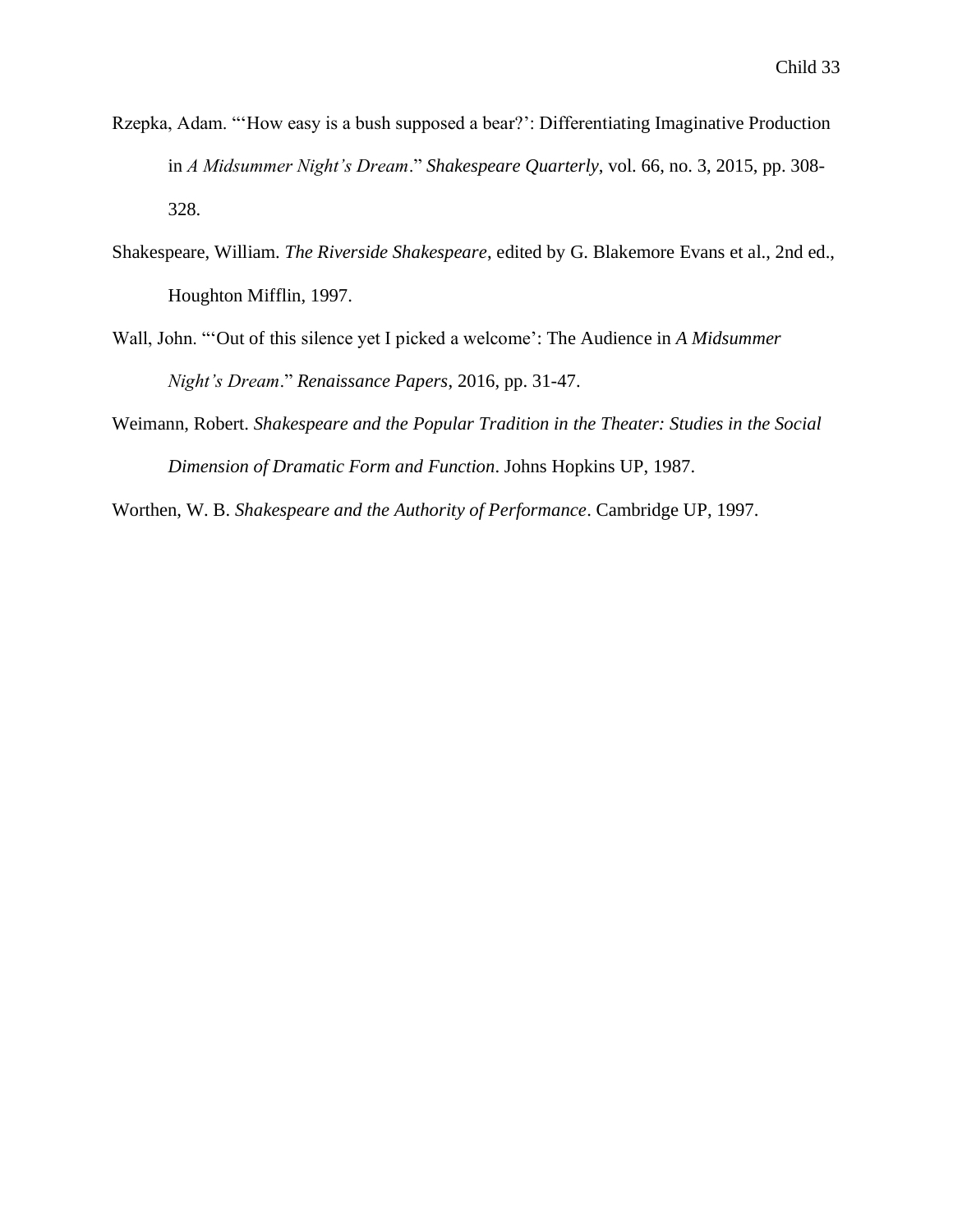Rzepka, Adam. "'How easy is a bush supposed a bear?': Differentiating Imaginative Production in *A Midsummer Night's Dream*." *Shakespeare Quarterly*, vol. 66, no. 3, 2015, pp. 308-328.

Shakespeare, William. *The Riverside Shakespeare*, edited by G. Blakemore Evans et al., 2nd ed., Houghton Mifflin, 1997.

Wall, John. "'Out of this silence yet I picked a welcome': The Audience in *A Midsummer Night's Dream*." *Renaissance Papers*, 2016, pp. 31-47.

Weimann, Robert. *Shakespeare and the Popular Tradition in the Theater: Studies in the Social Dimension of Dramatic Form and Function*. Johns Hopkins UP, 1987.

Worthen, W. B. *Shakespeare and the Authority of Performance*. Cambridge UP, 1997.